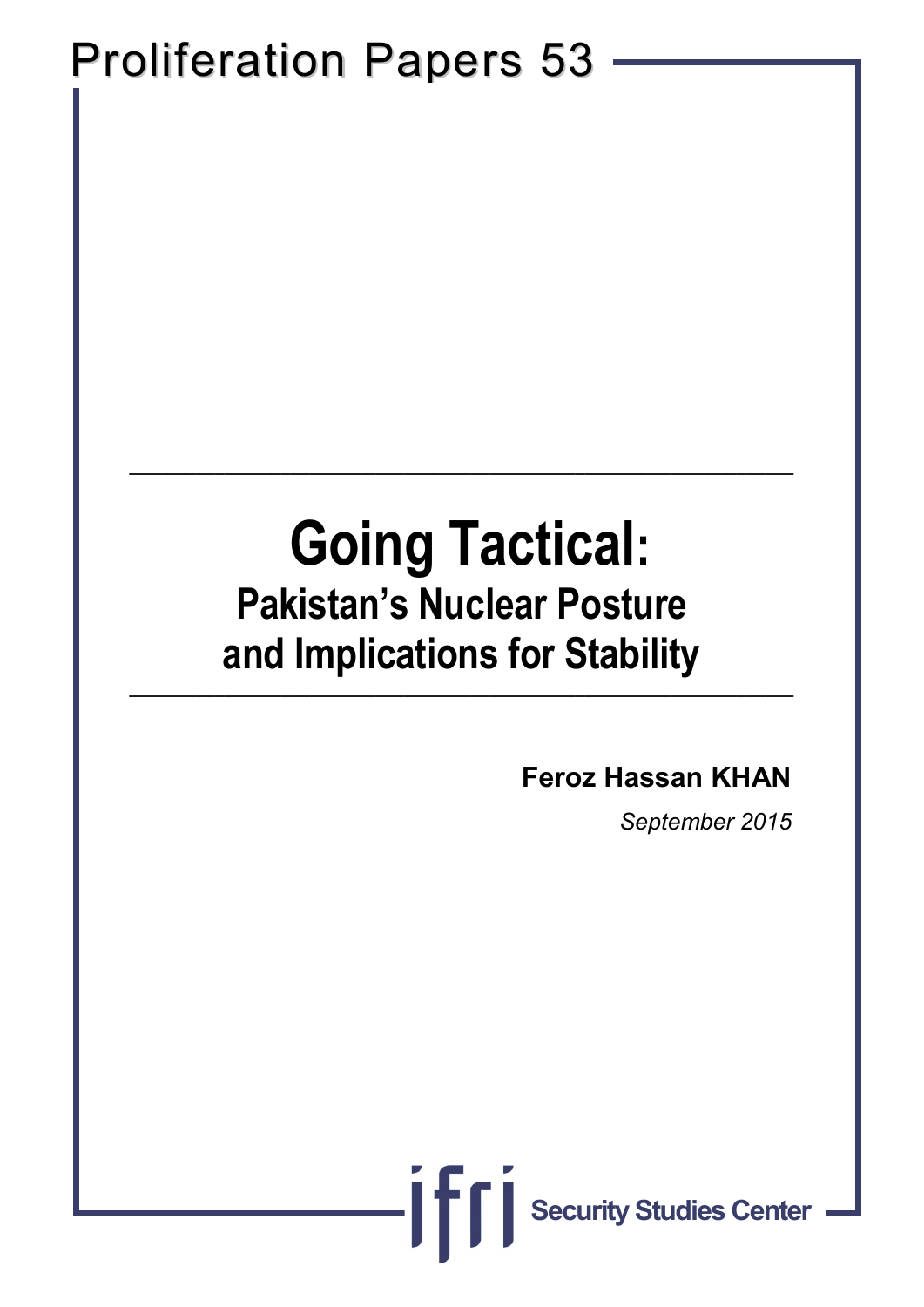Proliferation Papers 53

# Going Tactical:

## Pakistan's Nuclear Posture and Implications for Stability

**Feroz Hassan KHAN**

*September 2015*

ifri Security Studies Center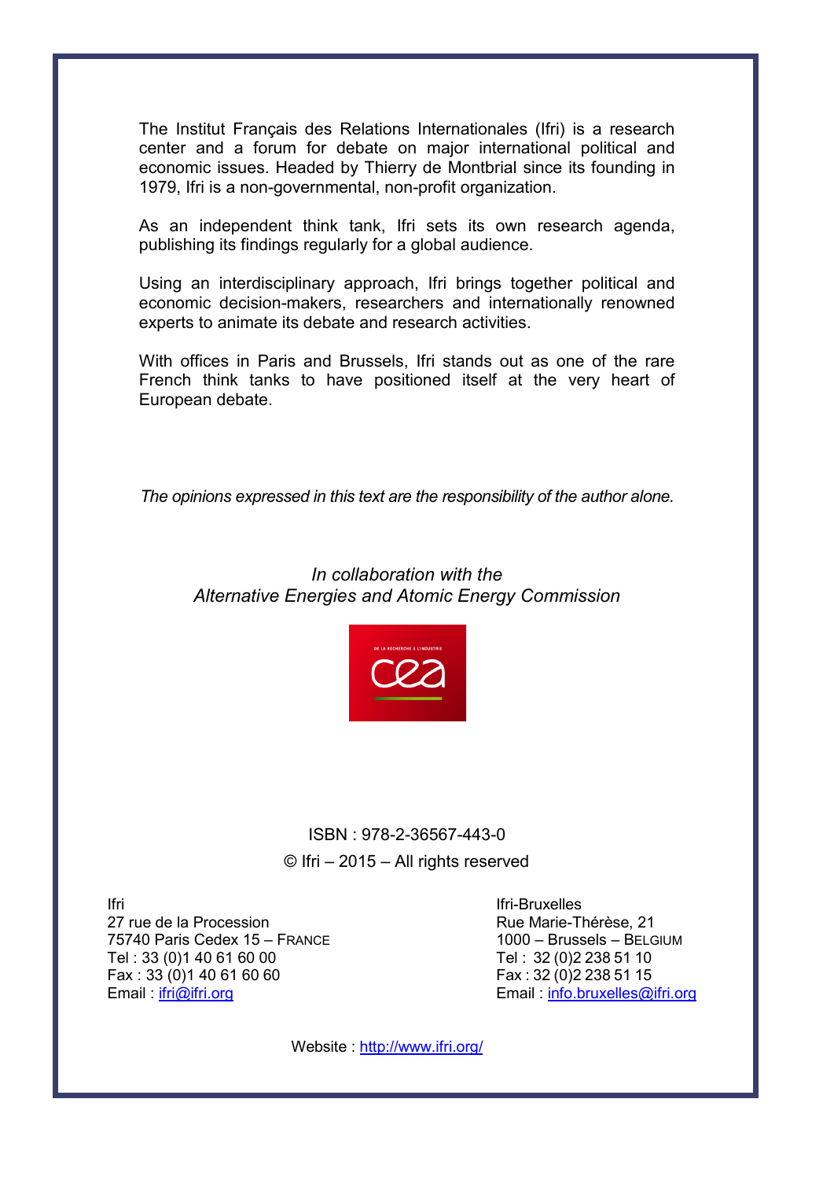The Institut Français des Relations Internationales (Ifri) is a research center and a forum for debate on major international political and economic issues. Headed by Thierry de Montbrial since its founding in 1979, Ifri is a non-governmental, non-profit organization.

As an independent think tank, Ifri sets its own research agenda, publishing its findings regularly for a global audience.

Using an interdisciplinary approach, Ifri brings together political and economic decision-makers, researchers and internationally renowned experts to animate its debate and research activities.

With offices in Paris and Brussels, Ifri stands out as one of the rare French think tanks to have positioned itself at the very heart of European debate.

*The opinions expressed in this text are the responsibility of the author alone.*

*In collaboration with the*
*Alternative Energies and Atomic Energy Commission*

ISBN : 978-2-36567-443-0

© Ifri – 2015 – All rights reserved

Ifri
27 rue de la Procession
75740 Paris Cedex 15 – FRANCE
Tel : 33 (0)1 40 61 60 00
Fax : 33 (0)1 40 61 60 60
Email : ifri@ifri.org

Ifri-Bruxelles
Rue Marie-Thérèse, 21
1000 – Brussels – BELGIUM
Tel : 32 (0)2 238 51 10
Fax : 32 (0)2 238 51 15
Email : info.bruxelles@ifri.org

Website : http://www.ifri.org/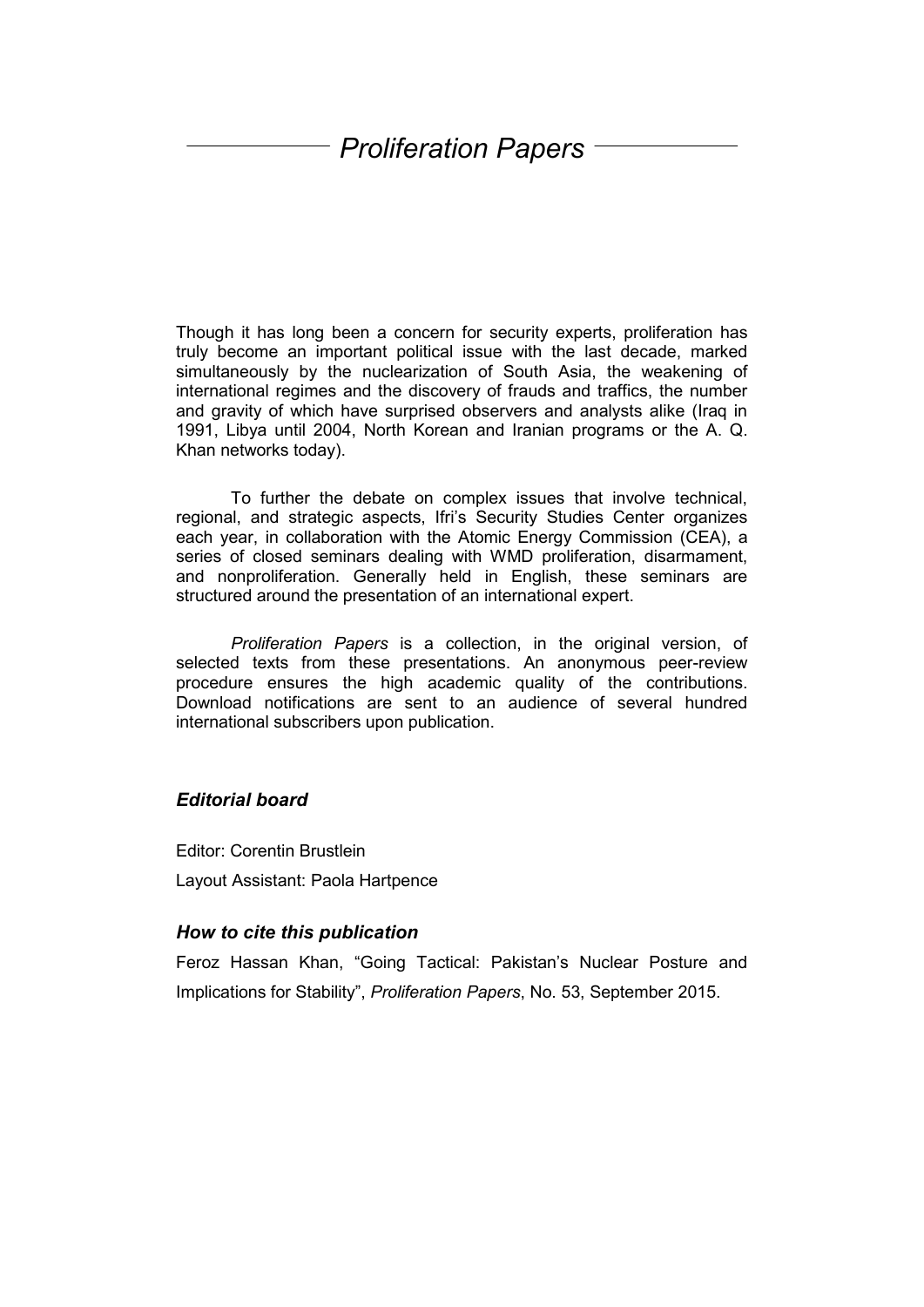# *Proliferation Papers*

Though it has long been a concern for security experts, proliferation has truly become an important political issue with the last decade, marked simultaneously by the nuclearization of South Asia, the weakening of international regimes and the discovery of frauds and traffics, the number and gravity of which have surprised observers and analysts alike (Iraq in 1991, Libya until 2004, North Korean and Iranian programs or the A. Q. Khan networks today).

To further the debate on complex issues that involve technical, regional, and strategic aspects, Ifri's Security Studies Center organizes each year, in collaboration with the Atomic Energy Commission (CEA), a series of closed seminars dealing with WMD proliferation, disarmament, and nonproliferation. Generally held in English, these seminars are structured around the presentation of an international expert.

*Proliferation Papers* is a collection, in the original version, of selected texts from these presentations. An anonymous peer-review procedure ensures the high academic quality of the contributions. Download notifications are sent to an audience of several hundred international subscribers upon publication.

### *Editorial board*

Editor: Corentin Brustlein

Layout Assistant: Paola Hartpence

### *How to cite this publication*

Feroz Hassan Khan, "Going Tactical: Pakistan's Nuclear Posture and Implications for Stability", *Proliferation Papers*, No. 53, September 2015.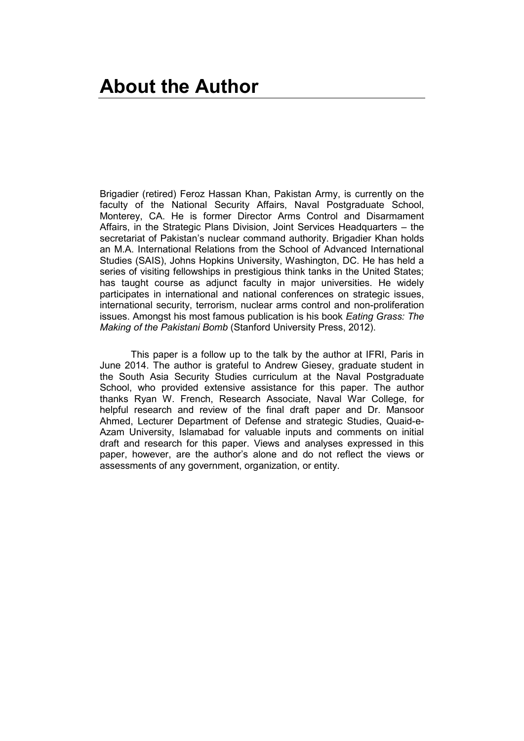# About the Author

Brigadier (retired) Feroz Hassan Khan, Pakistan Army, is currently on the faculty of the National Security Affairs, Naval Postgraduate School, Monterey, CA. He is former Director Arms Control and Disarmament Affairs, in the Strategic Plans Division, Joint Services Headquarters – the secretariat of Pakistan's nuclear command authority. Brigadier Khan holds an M.A. International Relations from the School of Advanced International Studies (SAIS), Johns Hopkins University, Washington, DC. He has held a series of visiting fellowships in prestigious think tanks in the United States; has taught course as adjunct faculty in major universities. He widely participates in international and national conferences on strategic issues, international security, terrorism, nuclear arms control and non-proliferation issues. Amongst his most famous publication is his book *Eating Grass: The Making of the Pakistani Bomb* (Stanford University Press, 2012).

This paper is a follow up to the talk by the author at IFRI, Paris in June 2014. The author is grateful to Andrew Giesey, graduate student in the South Asia Security Studies curriculum at the Naval Postgraduate School, who provided extensive assistance for this paper. The author thanks Ryan W. French, Research Associate, Naval War College, for helpful research and review of the final draft paper and Dr. Mansoor Ahmed, Lecturer Department of Defense and strategic Studies, Quaid-e-Azam University, Islamabad for valuable inputs and comments on initial draft and research for this paper. Views and analyses expressed in this paper, however, are the author's alone and do not reflect the views or assessments of any government, organization, or entity.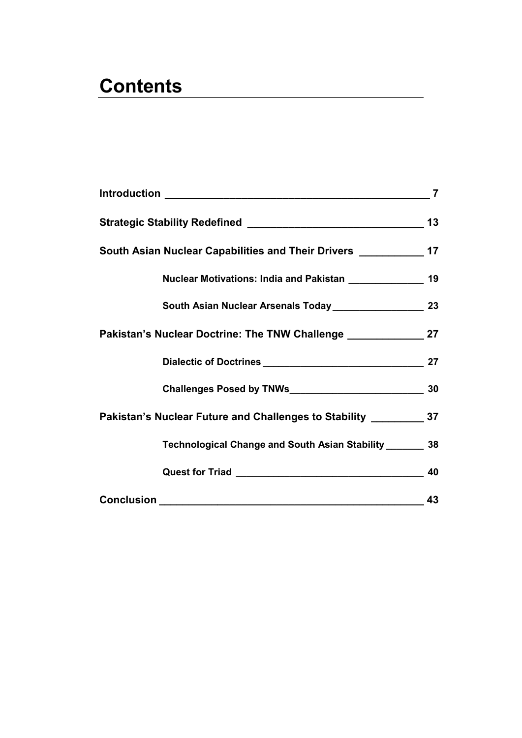# Contents

| | |
|---|---|
| **Introduction** | **7** |
| **Strategic Stability Redefined** | **13** |
| **South Asian Nuclear Capabilities and Their Drivers** | **17** |
| &nbsp;&nbsp;&nbsp;&nbsp;**Nuclear Motivations: India and Pakistan** | **19** |
| &nbsp;&nbsp;&nbsp;&nbsp;**South Asian Nuclear Arsenals Today** | **23** |
| **Pakistan's Nuclear Doctrine: The TNW Challenge** | **27** |
| &nbsp;&nbsp;&nbsp;&nbsp;**Dialectic of Doctrines** | **27** |
| &nbsp;&nbsp;&nbsp;&nbsp;**Challenges Posed by TNWs** | **30** |
| **Pakistan's Nuclear Future and Challenges to Stability** | **37** |
| &nbsp;&nbsp;&nbsp;&nbsp;**Technological Change and South Asian Stability** | **38** |
| &nbsp;&nbsp;&nbsp;&nbsp;**Quest for Triad** | **40** |
| **Conclusion** | **43** |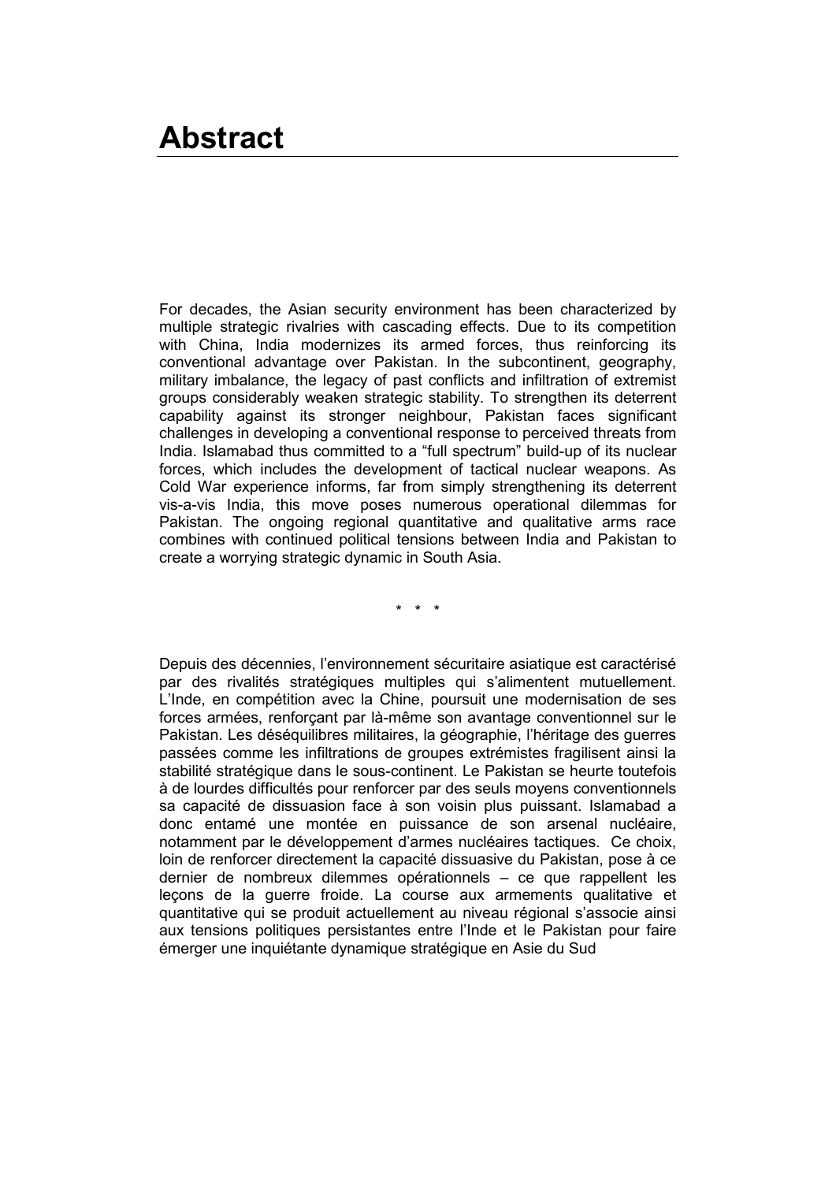# Abstract

For decades, the Asian security environment has been characterized by multiple strategic rivalries with cascading effects. Due to its competition with China, India modernizes its armed forces, thus reinforcing its conventional advantage over Pakistan. In the subcontinent, geography, military imbalance, the legacy of past conflicts and infiltration of extremist groups considerably weaken strategic stability. To strengthen its deterrent capability against its stronger neighbour, Pakistan faces significant challenges in developing a conventional response to perceived threats from India. Islamabad thus committed to a "full spectrum" build-up of its nuclear forces, which includes the development of tactical nuclear weapons. As Cold War experience informs, far from simply strengthening its deterrent vis-a-vis India, this move poses numerous operational dilemmas for Pakistan. The ongoing regional quantitative and qualitative arms race combines with continued political tensions between India and Pakistan to create a worrying strategic dynamic in South Asia.

\* \* \*

Depuis des décennies, l'environnement sécuritaire asiatique est caractérisé par des rivalités stratégiques multiples qui s'alimentent mutuellement. L'Inde, en compétition avec la Chine, poursuit une modernisation de ses forces armées, renforçant par là-même son avantage conventionnel sur le Pakistan. Les déséquilibres militaires, la géographie, l'héritage des guerres passées comme les infiltrations de groupes extrémistes fragilisent ainsi la stabilité stratégique dans le sous-continent. Le Pakistan se heurte toutefois à de lourdes difficultés pour renforcer par des seuls moyens conventionnels sa capacité de dissuasion face à son voisin plus puissant. Islamabad a donc entamé une montée en puissance de son arsenal nucléaire, notamment par le développement d'armes nucléaires tactiques. Ce choix, loin de renforcer directement la capacité dissuasive du Pakistan, pose à ce dernier de nombreux dilemmes opérationnels – ce que rappellent les leçons de la guerre froide. La course aux armements qualitative et quantitative qui se produit actuellement au niveau régional s'associe ainsi aux tensions politiques persistantes entre l'Inde et le Pakistan pour faire émerger une inquiétante dynamique stratégique en Asie du Sud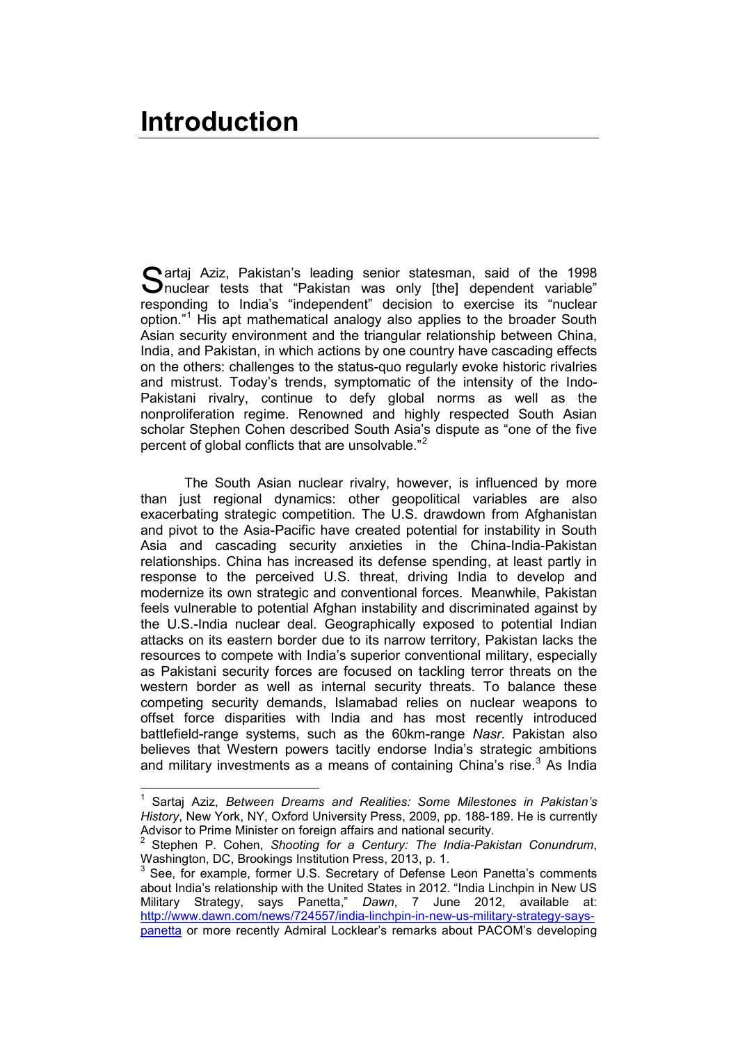# Introduction

Sartaj Aziz, Pakistan's leading senior statesman, said of the 1998 nuclear tests that "Pakistan was only [the] dependent variable" responding to India's "independent" decision to exercise its "nuclear option."[1] His apt mathematical analogy also applies to the broader South Asian security environment and the triangular relationship between China, India, and Pakistan, in which actions by one country have cascading effects on the others: challenges to the status-quo regularly evoke historic rivalries and mistrust. Today's trends, symptomatic of the intensity of the Indo-Pakistani rivalry, continue to defy global norms as well as the nonproliferation regime. Renowned and highly respected South Asian scholar Stephen Cohen described South Asia's dispute as "one of the five percent of global conflicts that are unsolvable."[2]

The South Asian nuclear rivalry, however, is influenced by more than just regional dynamics: other geopolitical variables are also exacerbating strategic competition. The U.S. drawdown from Afghanistan and pivot to the Asia-Pacific have created potential for instability in South Asia and cascading security anxieties in the China-India-Pakistan relationships. China has increased its defense spending, at least partly in response to the perceived U.S. threat, driving India to develop and modernize its own strategic and conventional forces. Meanwhile, Pakistan feels vulnerable to potential Afghan instability and discriminated against by the U.S.-India nuclear deal. Geographically exposed to potential Indian attacks on its eastern border due to its narrow territory, Pakistan lacks the resources to compete with India's superior conventional military, especially as Pakistani security forces are focused on tackling terror threats on the western border as well as internal security threats. To balance these competing security demands, Islamabad relies on nuclear weapons to offset force disparities with India and has most recently introduced battlefield-range systems, such as the 60km-range *Nasr*. Pakistan also believes that Western powers tacitly endorse India's strategic ambitions and military investments as a means of containing China's rise.[3] As India

---

[1] Sartaj Aziz, *Between Dreams and Realities: Some Milestones in Pakistan's History*, New York, NY, Oxford University Press, 2009, pp. 188-189. He is currently Advisor to Prime Minister on foreign affairs and national security.

[2] Stephen P. Cohen, *Shooting for a Century: The India-Pakistan Conundrum*, Washington, DC, Brookings Institution Press, 2013, p. 1.

[3] See, for example, former U.S. Secretary of Defense Leon Panetta's comments about India's relationship with the United States in 2012. "India Linchpin in New US Military Strategy, says Panetta," *Dawn*, 7 June 2012, available at: http://www.dawn.com/news/724557/india-linchpin-in-new-us-military-strategy-says-panetta or more recently Admiral Locklear's remarks about PACOM's developing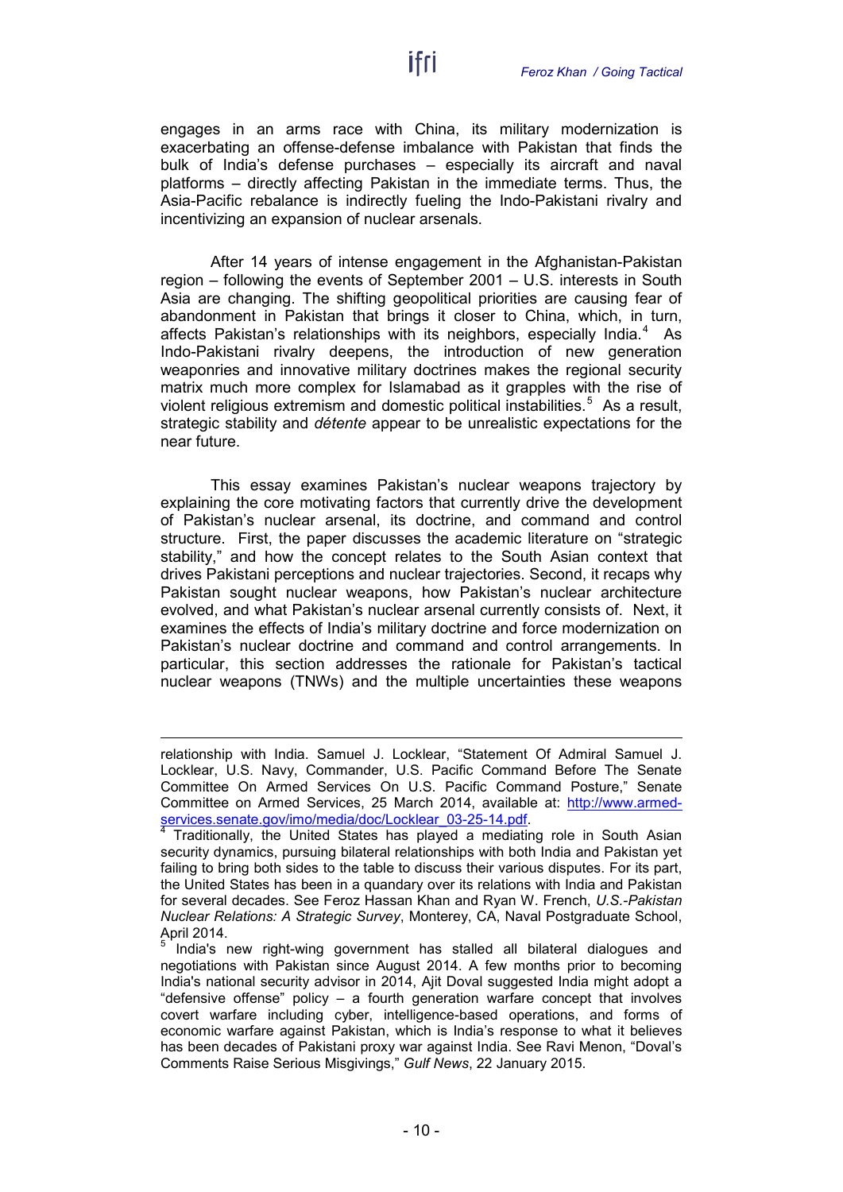engages in an arms race with China, its military modernization is exacerbating an offense-defense imbalance with Pakistan that finds the bulk of India's defense purchases – especially its aircraft and naval platforms – directly affecting Pakistan in the immediate terms. Thus, the Asia-Pacific rebalance is indirectly fueling the Indo-Pakistani rivalry and incentivizing an expansion of nuclear arsenals.

After 14 years of intense engagement in the Afghanistan-Pakistan region – following the events of September 2001 – U.S. interests in South Asia are changing. The shifting geopolitical priorities are causing fear of abandonment in Pakistan that brings it closer to China, which, in turn, affects Pakistan's relationships with its neighbors, especially India.[4] As Indo-Pakistani rivalry deepens, the introduction of new generation weaponries and innovative military doctrines makes the regional security matrix much more complex for Islamabad as it grapples with the rise of violent religious extremism and domestic political instabilities.[5] As a result, strategic stability and *détente* appear to be unrealistic expectations for the near future.

This essay examines Pakistan's nuclear weapons trajectory by explaining the core motivating factors that currently drive the development of Pakistan's nuclear arsenal, its doctrine, and command and control structure. First, the paper discusses the academic literature on "strategic stability," and how the concept relates to the South Asian context that drives Pakistani perceptions and nuclear trajectories. Second, it recaps why Pakistan sought nuclear weapons, how Pakistan's nuclear architecture evolved, and what Pakistan's nuclear arsenal currently consists of. Next, it examines the effects of India's military doctrine and force modernization on Pakistan's nuclear doctrine and command and control arrangements. In particular, this section addresses the rationale for Pakistan's tactical nuclear weapons (TNWs) and the multiple uncertainties these weapons

---

relationship with India. Samuel J. Locklear, "Statement Of Admiral Samuel J. Locklear, U.S. Navy, Commander, U.S. Pacific Command Before The Senate Committee On Armed Services On U.S. Pacific Command Posture," Senate Committee on Armed Services, 25 March 2014, available at: http://www.armed-services.senate.gov/imo/media/doc/Locklear_03-25-14.pdf.

[4] Traditionally, the United States has played a mediating role in South Asian security dynamics, pursuing bilateral relationships with both India and Pakistan yet failing to bring both sides to the table to discuss their various disputes. For its part, the United States has been in a quandary over its relations with India and Pakistan for several decades. See Feroz Hassan Khan and Ryan W. French, *U.S.-Pakistan Nuclear Relations: A Strategic Survey*, Monterey, CA, Naval Postgraduate School, April 2014.

[5] India's new right-wing government has stalled all bilateral dialogues and negotiations with Pakistan since August 2014. A few months prior to becoming India's national security advisor in 2014, Ajit Doval suggested India might adopt a "defensive offense" policy – a fourth generation warfare concept that involves covert warfare including cyber, intelligence-based operations, and forms of economic warfare against Pakistan, which is India's response to what it believes has been decades of Pakistani proxy war against India. See Ravi Menon, "Doval's Comments Raise Serious Misgivings," *Gulf News*, 22 January 2015.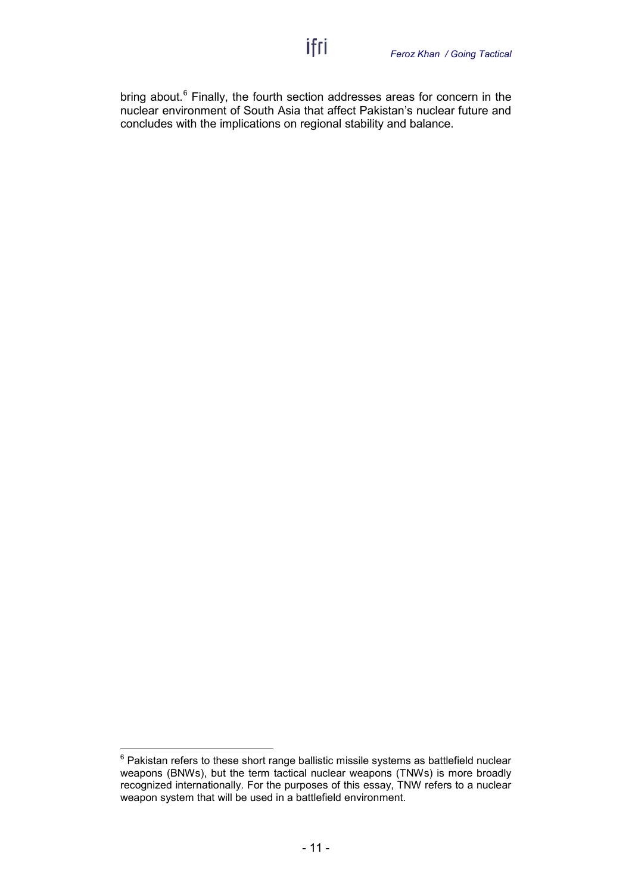bring about.[6] Finally, the fourth section addresses areas for concern in the nuclear environment of South Asia that affect Pakistan's nuclear future and concludes with the implications on regional stability and balance.

[6] Pakistan refers to these short range ballistic missile systems as battlefield nuclear weapons (BNWs), but the term tactical nuclear weapons (TNWs) is more broadly recognized internationally. For the purposes of this essay, TNW refers to a nuclear weapon system that will be used in a battlefield environment.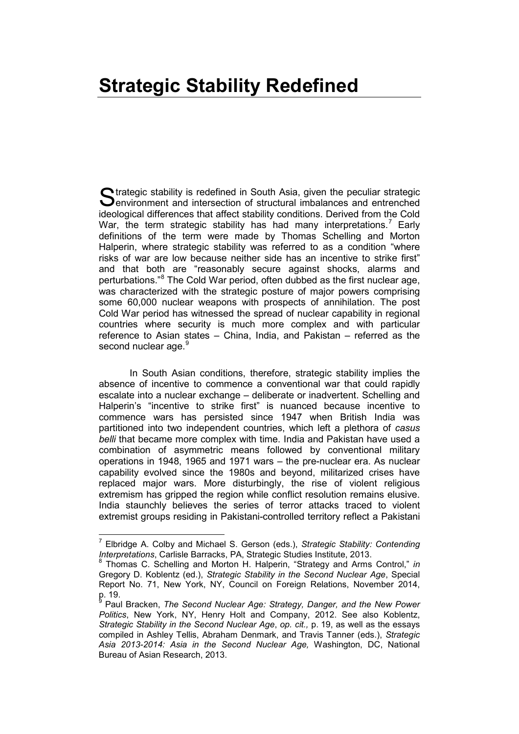# Strategic Stability Redefined

Strategic stability is redefined in South Asia, given the peculiar strategic environment and intersection of structural imbalances and entrenched ideological differences that affect stability conditions. Derived from the Cold War, the term strategic stability has had many interpretations.[7] Early definitions of the term were made by Thomas Schelling and Morton Halperin, where strategic stability was referred to as a condition "where risks of war are low because neither side has an incentive to strike first" and that both are "reasonably secure against shocks, alarms and perturbations."[8] The Cold War period, often dubbed as the first nuclear age, was characterized with the strategic posture of major powers comprising some 60,000 nuclear weapons with prospects of annihilation. The post Cold War period has witnessed the spread of nuclear capability in regional countries where security is much more complex and with particular reference to Asian states – China, India, and Pakistan – referred as the second nuclear age.[9]

In South Asian conditions, therefore, strategic stability implies the absence of incentive to commence a conventional war that could rapidly escalate into a nuclear exchange – deliberate or inadvertent. Schelling and Halperin's "incentive to strike first" is nuanced because incentive to commence wars has persisted since 1947 when British India was partitioned into two independent countries, which left a plethora of *casus belli* that became more complex with time. India and Pakistan have used a combination of asymmetric means followed by conventional military operations in 1948, 1965 and 1971 wars – the pre-nuclear era. As nuclear capability evolved since the 1980s and beyond, militarized crises have replaced major wars. More disturbingly, the rise of violent religious extremism has gripped the region while conflict resolution remains elusive. India staunchly believes the series of terror attacks traced to violent extremist groups residing in Pakistani-controlled territory reflect a Pakistani

---

[7] Elbridge A. Colby and Michael S. Gerson (eds.), *Strategic Stability: Contending Interpretations*, Carlisle Barracks, PA, Strategic Studies Institute, 2013.

[8] Thomas C. Schelling and Morton H. Halperin, "Strategy and Arms Control," *in* Gregory D. Koblentz (ed.), *Strategic Stability in the Second Nuclear Age*, Special Report No. 71, New York, NY, Council on Foreign Relations, November 2014, p. 19.

[9] Paul Bracken, *The Second Nuclear Age: Strategy, Danger, and the New Power Politics*, New York, NY, Henry Holt and Company, 2012. See also Koblentz, *Strategic Stability in the Second Nuclear Age*, *op. cit.,* p. 19, as well as the essays compiled in Ashley Tellis, Abraham Denmark, and Travis Tanner (eds.), *Strategic Asia 2013-2014: Asia in the Second Nuclear Age,* Washington, DC, National Bureau of Asian Research, 2013.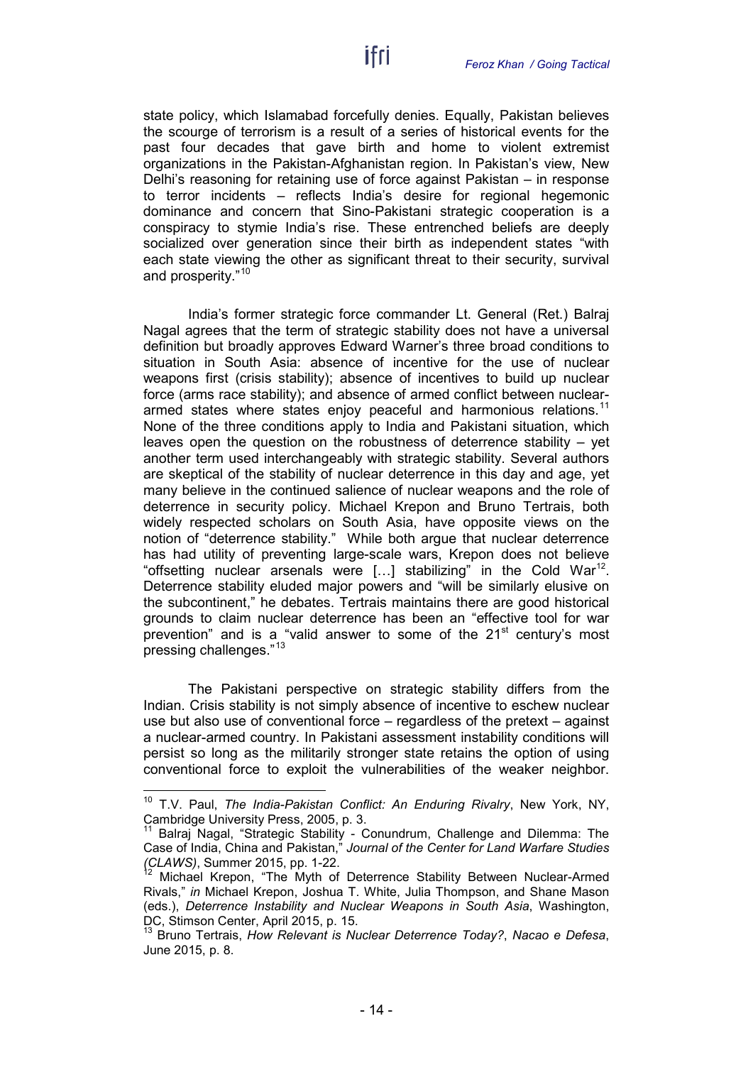state policy, which Islamabad forcefully denies. Equally, Pakistan believes the scourge of terrorism is a result of a series of historical events for the past four decades that gave birth and home to violent extremist organizations in the Pakistan-Afghanistan region. In Pakistan's view, New Delhi's reasoning for retaining use of force against Pakistan – in response to terror incidents – reflects India's desire for regional hegemonic dominance and concern that Sino-Pakistani strategic cooperation is a conspiracy to stymie India's rise. These entrenched beliefs are deeply socialized over generation since their birth as independent states "with each state viewing the other as significant threat to their security, survival and prosperity."[10]

India's former strategic force commander Lt. General (Ret.) Balraj Nagal agrees that the term of strategic stability does not have a universal definition but broadly approves Edward Warner's three broad conditions to situation in South Asia: absence of incentive for the use of nuclear weapons first (crisis stability); absence of incentives to build up nuclear force (arms race stability); and absence of armed conflict between nuclear-armed states where states enjoy peaceful and harmonious relations.[11] None of the three conditions apply to India and Pakistani situation, which leaves open the question on the robustness of deterrence stability – yet another term used interchangeably with strategic stability. Several authors are skeptical of the stability of nuclear deterrence in this day and age, yet many believe in the continued salience of nuclear weapons and the role of deterrence in security policy. Michael Krepon and Bruno Tertrais, both widely respected scholars on South Asia, have opposite views on the notion of "deterrence stability." While both argue that nuclear deterrence has had utility of preventing large-scale wars, Krepon does not believe "offsetting nuclear arsenals were […] stabilizing" in the Cold War[12]. Deterrence stability eluded major powers and "will be similarly elusive on the subcontinent," he debates. Tertrais maintains there are good historical grounds to claim nuclear deterrence has been an "effective tool for war prevention" and is a "valid answer to some of the 21st century's most pressing challenges."[13]

The Pakistani perspective on strategic stability differs from the Indian. Crisis stability is not simply absence of incentive to eschew nuclear use but also use of conventional force – regardless of the pretext – against a nuclear-armed country. In Pakistani assessment instability conditions will persist so long as the militarily stronger state retains the option of using conventional force to exploit the vulnerabilities of the weaker neighbor.

---

[10] T.V. Paul, *The India-Pakistan Conflict: An Enduring Rivalry*, New York, NY, Cambridge University Press, 2005, p. 3.

[11] Balraj Nagal, "Strategic Stability - Conundrum, Challenge and Dilemma: The Case of India, China and Pakistan," *Journal of the Center for Land Warfare Studies (CLAWS)*, Summer 2015, pp. 1-22.

[12] Michael Krepon, "The Myth of Deterrence Stability Between Nuclear-Armed Rivals," *in* Michael Krepon, Joshua T. White, Julia Thompson, and Shane Mason (eds.), *Deterrence Instability and Nuclear Weapons in South Asia*, Washington, DC, Stimson Center, April 2015, p. 15.

[13] Bruno Tertrais, *How Relevant is Nuclear Deterrence Today?*, *Nacao e Defesa*, June 2015, p. 8.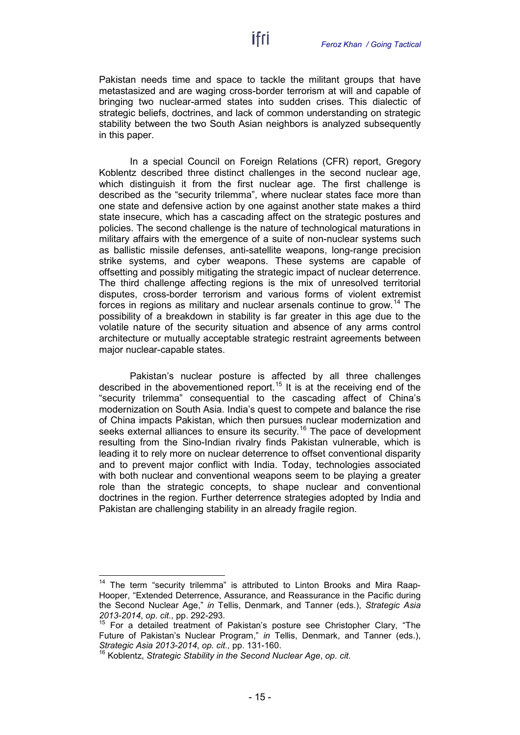Pakistan needs time and space to tackle the militant groups that have metastasized and are waging cross-border terrorism at will and capable of bringing two nuclear-armed states into sudden crises. This dialectic of strategic beliefs, doctrines, and lack of common understanding on strategic stability between the two South Asian neighbors is analyzed subsequently in this paper.

In a special Council on Foreign Relations (CFR) report, Gregory Koblentz described three distinct challenges in the second nuclear age, which distinguish it from the first nuclear age. The first challenge is described as the "security trilemma", where nuclear states face more than one state and defensive action by one against another state makes a third state insecure, which has a cascading affect on the strategic postures and policies. The second challenge is the nature of technological maturations in military affairs with the emergence of a suite of non-nuclear systems such as ballistic missile defenses, anti-satellite weapons, long-range precision strike systems, and cyber weapons. These systems are capable of offsetting and possibly mitigating the strategic impact of nuclear deterrence. The third challenge affecting regions is the mix of unresolved territorial disputes, cross-border terrorism and various forms of violent extremist forces in regions as military and nuclear arsenals continue to grow.[14] The possibility of a breakdown in stability is far greater in this age due to the volatile nature of the security situation and absence of any arms control architecture or mutually acceptable strategic restraint agreements between major nuclear-capable states.

Pakistan's nuclear posture is affected by all three challenges described in the abovementioned report.[15] It is at the receiving end of the "security trilemma" consequential to the cascading affect of China's modernization on South Asia. India's quest to compete and balance the rise of China impacts Pakistan, which then pursues nuclear modernization and seeks external alliances to ensure its security.[16] The pace of development resulting from the Sino-Indian rivalry finds Pakistan vulnerable, which is leading it to rely more on nuclear deterrence to offset conventional disparity and to prevent major conflict with India. Today, technologies associated with both nuclear and conventional weapons seem to be playing a greater role than the strategic concepts, to shape nuclear and conventional doctrines in the region. Further deterrence strategies adopted by India and Pakistan are challenging stability in an already fragile region.

---

[14] The term "security trilemma" is attributed to Linton Brooks and Mira Raap-Hooper, "Extended Deterrence, Assurance, and Reassurance in the Pacific during the Second Nuclear Age," *in* Tellis, Denmark, and Tanner (eds.), *Strategic Asia 2013-2014*, *op. cit.,* pp. 292-293.

[15] For a detailed treatment of Pakistan's posture see Christopher Clary, "The Future of Pakistan's Nuclear Program," *in* Tellis, Denmark, and Tanner (eds.), *Strategic Asia 2013-2014*, *op. cit.,* pp. 131-160.

[16] Koblentz, *Strategic Stability in the Second Nuclear Age*, *op. cit.*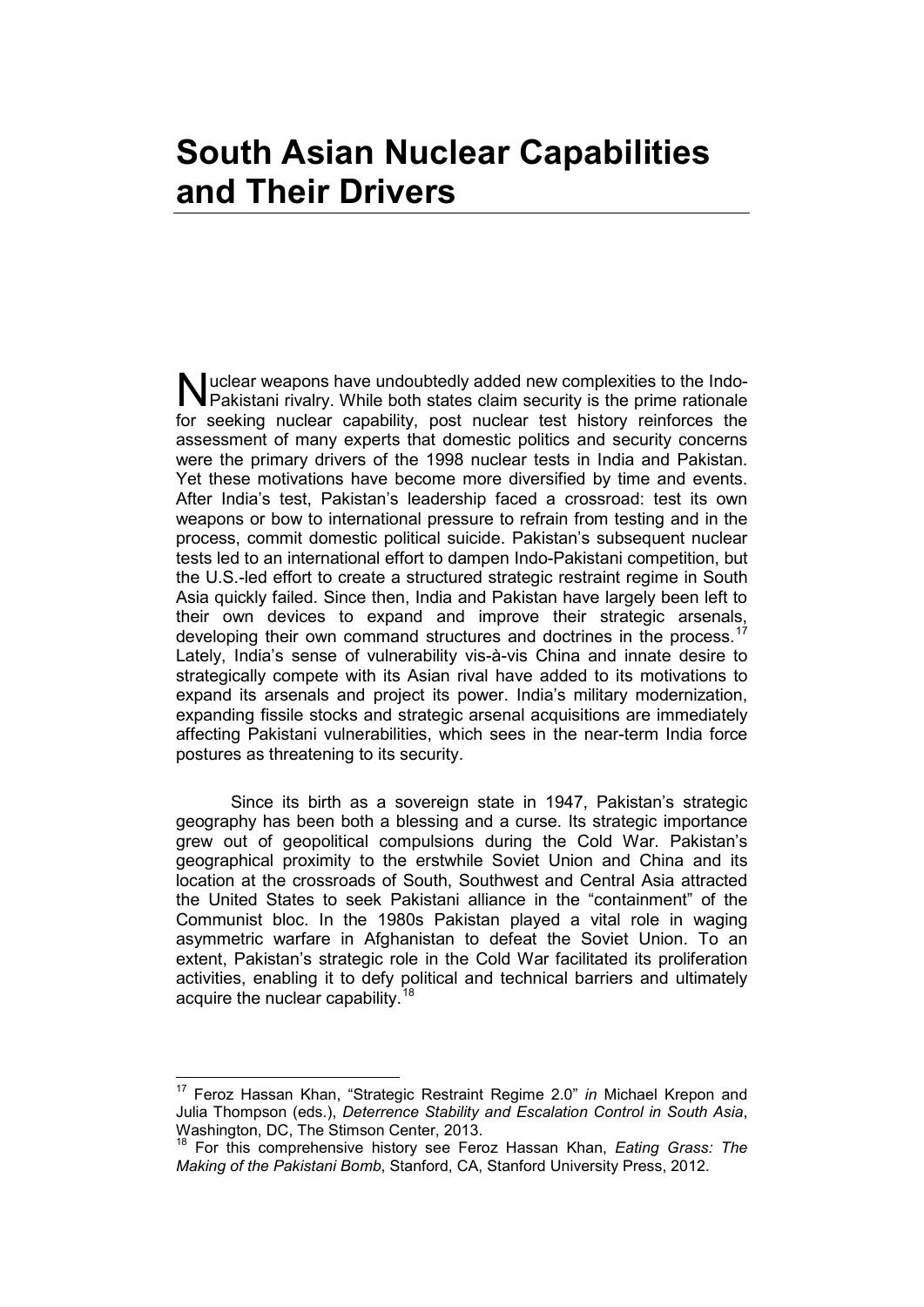# South Asian Nuclear Capabilities and Their Drivers

Nuclear weapons have undoubtedly added new complexities to the Indo-Pakistani rivalry. While both states claim security is the prime rationale for seeking nuclear capability, post nuclear test history reinforces the assessment of many experts that domestic politics and security concerns were the primary drivers of the 1998 nuclear tests in India and Pakistan. Yet these motivations have become more diversified by time and events. After India's test, Pakistan's leadership faced a crossroad: test its own weapons or bow to international pressure to refrain from testing and in the process, commit domestic political suicide. Pakistan's subsequent nuclear tests led to an international effort to dampen Indo-Pakistani competition, but the U.S.-led effort to create a structured strategic restraint regime in South Asia quickly failed. Since then, India and Pakistan have largely been left to their own devices to expand and improve their strategic arsenals, developing their own command structures and doctrines in the process.[17] Lately, India's sense of vulnerability vis-à-vis China and innate desire to strategically compete with its Asian rival have added to its motivations to expand its arsenals and project its power. India's military modernization, expanding fissile stocks and strategic arsenal acquisitions are immediately affecting Pakistani vulnerabilities, which sees in the near-term India force postures as threatening to its security.

Since its birth as a sovereign state in 1947, Pakistan's strategic geography has been both a blessing and a curse. Its strategic importance grew out of geopolitical compulsions during the Cold War. Pakistan's geographical proximity to the erstwhile Soviet Union and China and its location at the crossroads of South, Southwest and Central Asia attracted the United States to seek Pakistani alliance in the "containment" of the Communist bloc. In the 1980s Pakistan played a vital role in waging asymmetric warfare in Afghanistan to defeat the Soviet Union. To an extent, Pakistan's strategic role in the Cold War facilitated its proliferation activities, enabling it to defy political and technical barriers and ultimately acquire the nuclear capability.[18]

---

[17] Feroz Hassan Khan, "Strategic Restraint Regime 2.0" *in* Michael Krepon and Julia Thompson (eds.), *Deterrence Stability and Escalation Control in South Asia*, Washington, DC, The Stimson Center, 2013.

[18] For this comprehensive history see Feroz Hassan Khan, *Eating Grass: The Making of the Pakistani Bomb*, Stanford, CA, Stanford University Press, 2012.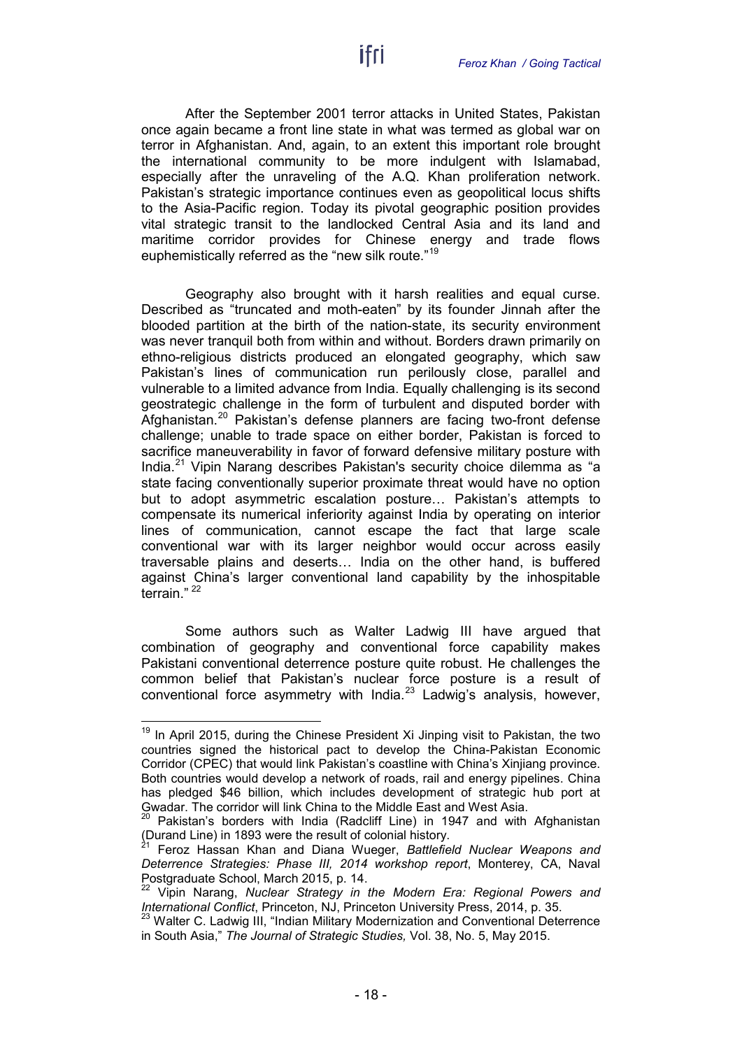After the September 2001 terror attacks in United States, Pakistan once again became a front line state in what was termed as global war on terror in Afghanistan. And, again, to an extent this important role brought the international community to be more indulgent with Islamabad, especially after the unraveling of the A.Q. Khan proliferation network. Pakistan's strategic importance continues even as geopolitical locus shifts to the Asia-Pacific region. Today its pivotal geographic position provides vital strategic transit to the landlocked Central Asia and its land and maritime corridor provides for Chinese energy and trade flows euphemistically referred as the "new silk route."[19]

Geography also brought with it harsh realities and equal curse. Described as "truncated and moth-eaten" by its founder Jinnah after the blooded partition at the birth of the nation-state, its security environment was never tranquil both from within and without. Borders drawn primarily on ethno-religious districts produced an elongated geography, which saw Pakistan's lines of communication run perilously close, parallel and vulnerable to a limited advance from India. Equally challenging is its second geostrategic challenge in the form of turbulent and disputed border with Afghanistan.[20] Pakistan's defense planners are facing two-front defense challenge; unable to trade space on either border, Pakistan is forced to sacrifice maneuverability in favor of forward defensive military posture with India.[21] Vipin Narang describes Pakistan's security choice dilemma as "a state facing conventionally superior proximate threat would have no option but to adopt asymmetric escalation posture… Pakistan's attempts to compensate its numerical inferiority against India by operating on interior lines of communication, cannot escape the fact that large scale conventional war with its larger neighbor would occur across easily traversable plains and deserts… India on the other hand, is buffered against China's larger conventional land capability by the inhospitable terrain." [22]

Some authors such as Walter Ladwig III have argued that combination of geography and conventional force capability makes Pakistani conventional deterrence posture quite robust. He challenges the common belief that Pakistan's nuclear force posture is a result of conventional force asymmetry with India.[23] Ladwig's analysis, however,

---

[19] In April 2015, during the Chinese President Xi Jinping visit to Pakistan, the two countries signed the historical pact to develop the China-Pakistan Economic Corridor (CPEC) that would link Pakistan's coastline with China's Xinjiang province. Both countries would develop a network of roads, rail and energy pipelines. China has pledged $46 billion, which includes development of strategic hub port at Gwadar. The corridor will link China to the Middle East and West Asia.

[20] Pakistan's borders with India (Radcliff Line) in 1947 and with Afghanistan (Durand Line) in 1893 were the result of colonial history.

[21] Feroz Hassan Khan and Diana Wueger, *Battlefield Nuclear Weapons and Deterrence Strategies: Phase III, 2014 workshop report*, Monterey, CA, Naval Postgraduate School, March 2015, p. 14.

[22] Vipin Narang, *Nuclear Strategy in the Modern Era: Regional Powers and International Conflict*, Princeton, NJ, Princeton University Press, 2014, p. 35.

[23] Walter C. Ladwig III, "Indian Military Modernization and Conventional Deterrence in South Asia," *The Journal of Strategic Studies,* Vol. 38, No. 5, May 2015.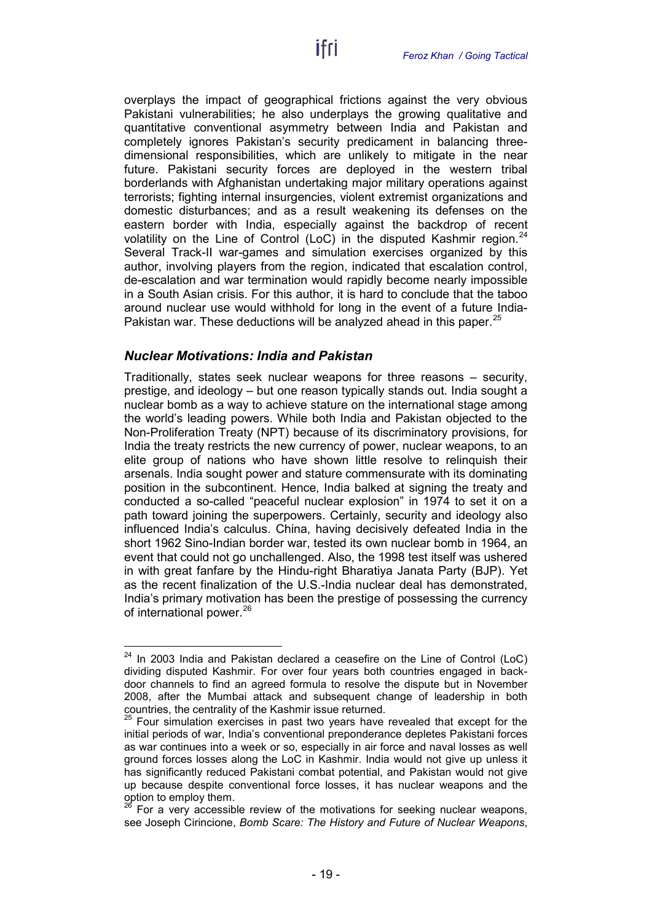overplays the impact of geographical frictions against the very obvious Pakistani vulnerabilities; he also underplays the growing qualitative and quantitative conventional asymmetry between India and Pakistan and completely ignores Pakistan's security predicament in balancing three-dimensional responsibilities, which are unlikely to mitigate in the near future. Pakistani security forces are deployed in the western tribal borderlands with Afghanistan undertaking major military operations against terrorists; fighting internal insurgencies, violent extremist organizations and domestic disturbances; and as a result weakening its defenses on the eastern border with India, especially against the backdrop of recent volatility on the Line of Control (LoC) in the disputed Kashmir region.[24] Several Track-II war-games and simulation exercises organized by this author, involving players from the region, indicated that escalation control, de-escalation and war termination would rapidly become nearly impossible in a South Asian crisis. For this author, it is hard to conclude that the taboo around nuclear use would withhold for long in the event of a future India-Pakistan war. These deductions will be analyzed ahead in this paper.[25]

### *Nuclear Motivations: India and Pakistan*

Traditionally, states seek nuclear weapons for three reasons – security, prestige, and ideology – but one reason typically stands out. India sought a nuclear bomb as a way to achieve stature on the international stage among the world's leading powers. While both India and Pakistan objected to the Non-Proliferation Treaty (NPT) because of its discriminatory provisions, for India the treaty restricts the new currency of power, nuclear weapons, to an elite group of nations who have shown little resolve to relinquish their arsenals. India sought power and stature commensurate with its dominating position in the subcontinent. Hence, India balked at signing the treaty and conducted a so-called "peaceful nuclear explosion" in 1974 to set it on a path toward joining the superpowers. Certainly, security and ideology also influenced India's calculus. China, having decisively defeated India in the short 1962 Sino-Indian border war, tested its own nuclear bomb in 1964, an event that could not go unchallenged. Also, the 1998 test itself was ushered in with great fanfare by the Hindu-right Bharatiya Janata Party (BJP). Yet as the recent finalization of the U.S.-India nuclear deal has demonstrated, India's primary motivation has been the prestige of possessing the currency of international power.[26]

---

[24] In 2003 India and Pakistan declared a ceasefire on the Line of Control (LoC) dividing disputed Kashmir. For over four years both countries engaged in back-door channels to find an agreed formula to resolve the dispute but in November 2008, after the Mumbai attack and subsequent change of leadership in both countries, the centrality of the Kashmir issue returned.

[25] Four simulation exercises in past two years have revealed that except for the initial periods of war, India's conventional preponderance depletes Pakistani forces as war continues into a week or so, especially in air force and naval losses as well ground forces losses along the LoC in Kashmir. India would not give up unless it has significantly reduced Pakistani combat potential, and Pakistan would not give up because despite conventional force losses, it has nuclear weapons and the option to employ them.

[26] For a very accessible review of the motivations for seeking nuclear weapons, see Joseph Cirincione, *Bomb Scare: The History and Future of Nuclear Weapons*,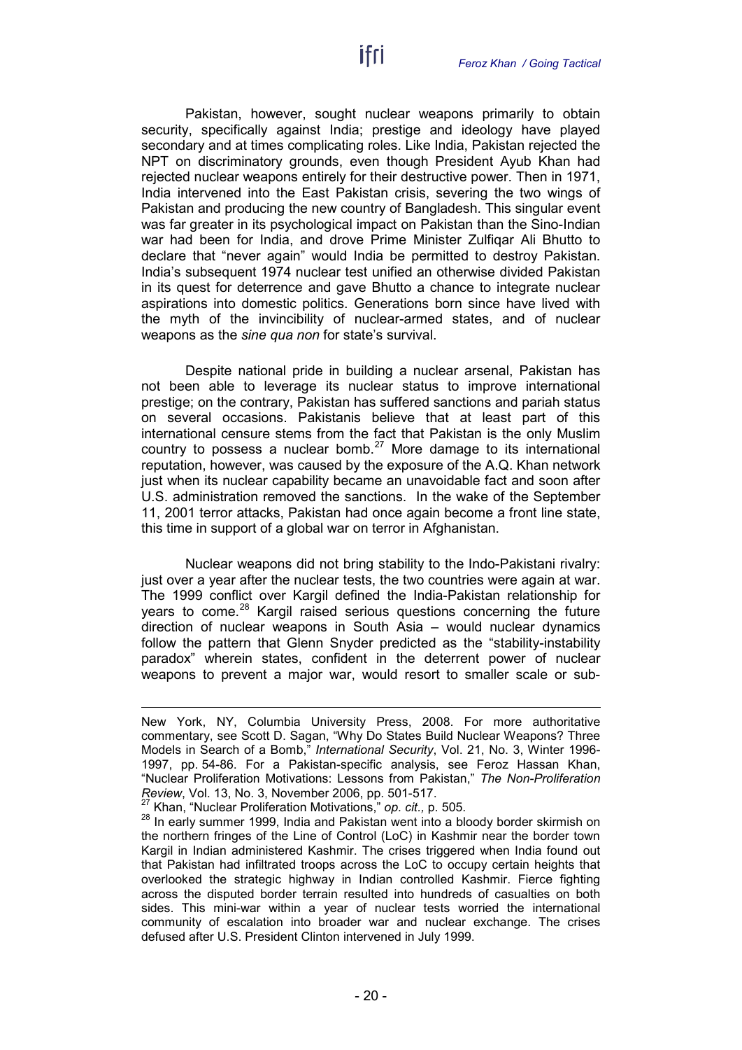Pakistan, however, sought nuclear weapons primarily to obtain security, specifically against India; prestige and ideology have played secondary and at times complicating roles. Like India, Pakistan rejected the NPT on discriminatory grounds, even though President Ayub Khan had rejected nuclear weapons entirely for their destructive power. Then in 1971, India intervened into the East Pakistan crisis, severing the two wings of Pakistan and producing the new country of Bangladesh. This singular event was far greater in its psychological impact on Pakistan than the Sino-Indian war had been for India, and drove Prime Minister Zulfiqar Ali Bhutto to declare that "never again" would India be permitted to destroy Pakistan. India's subsequent 1974 nuclear test unified an otherwise divided Pakistan in its quest for deterrence and gave Bhutto a chance to integrate nuclear aspirations into domestic politics. Generations born since have lived with the myth of the invincibility of nuclear-armed states, and of nuclear weapons as the *sine qua non* for state's survival.

Despite national pride in building a nuclear arsenal, Pakistan has not been able to leverage its nuclear status to improve international prestige; on the contrary, Pakistan has suffered sanctions and pariah status on several occasions. Pakistanis believe that at least part of this international censure stems from the fact that Pakistan is the only Muslim country to possess a nuclear bomb.[27] More damage to its international reputation, however, was caused by the exposure of the A.Q. Khan network just when its nuclear capability became an unavoidable fact and soon after U.S. administration removed the sanctions. In the wake of the September 11, 2001 terror attacks, Pakistan had once again become a front line state, this time in support of a global war on terror in Afghanistan.

Nuclear weapons did not bring stability to the Indo-Pakistani rivalry: just over a year after the nuclear tests, the two countries were again at war. The 1999 conflict over Kargil defined the India-Pakistan relationship for years to come.[28] Kargil raised serious questions concerning the future direction of nuclear weapons in South Asia – would nuclear dynamics follow the pattern that Glenn Snyder predicted as the "stability-instability paradox" wherein states, confident in the deterrent power of nuclear weapons to prevent a major war, would resort to smaller scale or sub-

---

New York, NY, Columbia University Press, 2008. For more authoritative commentary, see Scott D. Sagan, "Why Do States Build Nuclear Weapons? Three Models in Search of a Bomb," *International Security*, Vol. 21, No. 3, Winter 1996-1997, pp. 54-86. For a Pakistan-specific analysis, see Feroz Hassan Khan, "Nuclear Proliferation Motivations: Lessons from Pakistan," *The Non-Proliferation Review*, Vol. 13, No. 3, November 2006, pp. 501-517.

[27] Khan, "Nuclear Proliferation Motivations," *op. cit.,* p. 505.

[28] In early summer 1999, India and Pakistan went into a bloody border skirmish on the northern fringes of the Line of Control (LoC) in Kashmir near the border town Kargil in Indian administered Kashmir. The crises triggered when India found out that Pakistan had infiltrated troops across the LoC to occupy certain heights that overlooked the strategic highway in Indian controlled Kashmir. Fierce fighting across the disputed border terrain resulted into hundreds of casualties on both sides. This mini-war within a year of nuclear tests worried the international community of escalation into broader war and nuclear exchange. The crises defused after U.S. President Clinton intervened in July 1999.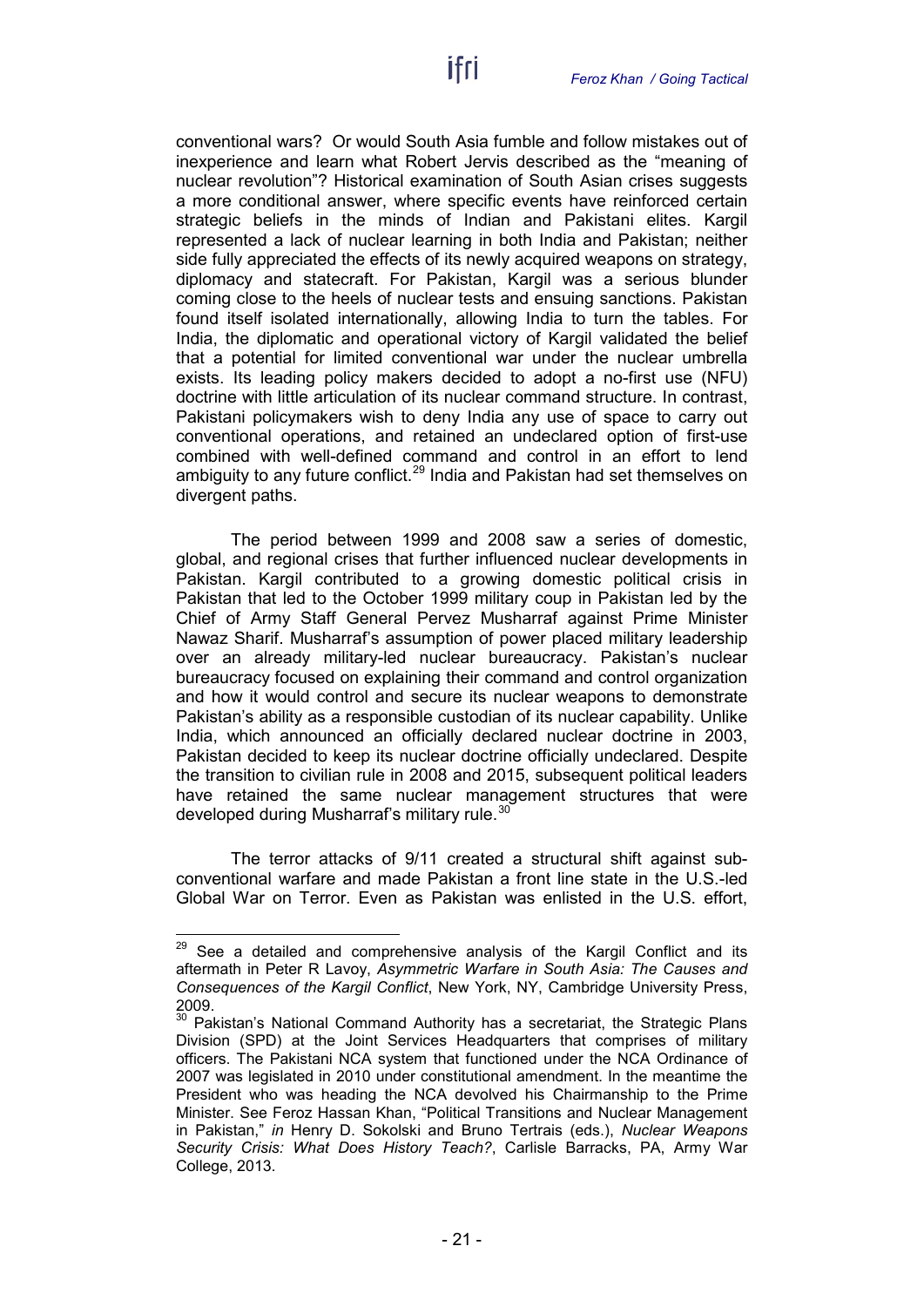conventional wars? Or would South Asia fumble and follow mistakes out of inexperience and learn what Robert Jervis described as the "meaning of nuclear revolution"? Historical examination of South Asian crises suggests a more conditional answer, where specific events have reinforced certain strategic beliefs in the minds of Indian and Pakistani elites. Kargil represented a lack of nuclear learning in both India and Pakistan; neither side fully appreciated the effects of its newly acquired weapons on strategy, diplomacy and statecraft. For Pakistan, Kargil was a serious blunder coming close to the heels of nuclear tests and ensuing sanctions. Pakistan found itself isolated internationally, allowing India to turn the tables. For India, the diplomatic and operational victory of Kargil validated the belief that a potential for limited conventional war under the nuclear umbrella exists. Its leading policy makers decided to adopt a no-first use (NFU) doctrine with little articulation of its nuclear command structure. In contrast, Pakistani policymakers wish to deny India any use of space to carry out conventional operations, and retained an undeclared option of first-use combined with well-defined command and control in an effort to lend ambiguity to any future conflict.[29] India and Pakistan had set themselves on divergent paths.

The period between 1999 and 2008 saw a series of domestic, global, and regional crises that further influenced nuclear developments in Pakistan. Kargil contributed to a growing domestic political crisis in Pakistan that led to the October 1999 military coup in Pakistan led by the Chief of Army Staff General Pervez Musharraf against Prime Minister Nawaz Sharif. Musharraf's assumption of power placed military leadership over an already military-led nuclear bureaucracy. Pakistan's nuclear bureaucracy focused on explaining their command and control organization and how it would control and secure its nuclear weapons to demonstrate Pakistan's ability as a responsible custodian of its nuclear capability. Unlike India, which announced an officially declared nuclear doctrine in 2003, Pakistan decided to keep its nuclear doctrine officially undeclared. Despite the transition to civilian rule in 2008 and 2015, subsequent political leaders have retained the same nuclear management structures that were developed during Musharraf's military rule.[30]

The terror attacks of 9/11 created a structural shift against sub-conventional warfare and made Pakistan a front line state in the U.S.-led Global War on Terror. Even as Pakistan was enlisted in the U.S. effort,

---

[29] See a detailed and comprehensive analysis of the Kargil Conflict and its aftermath in Peter R Lavoy, *Asymmetric Warfare in South Asia: The Causes and Consequences of the Kargil Conflict*, New York, NY, Cambridge University Press, 2009.

[30] Pakistan's National Command Authority has a secretariat, the Strategic Plans Division (SPD) at the Joint Services Headquarters that comprises of military officers. The Pakistani NCA system that functioned under the NCA Ordinance of 2007 was legislated in 2010 under constitutional amendment. In the meantime the President who was heading the NCA devolved his Chairmanship to the Prime Minister. See Feroz Hassan Khan, "Political Transitions and Nuclear Management in Pakistan," *in* Henry D. Sokolski and Bruno Tertrais (eds.), *Nuclear Weapons Security Crisis: What Does History Teach?*, Carlisle Barracks, PA, Army War College, 2013.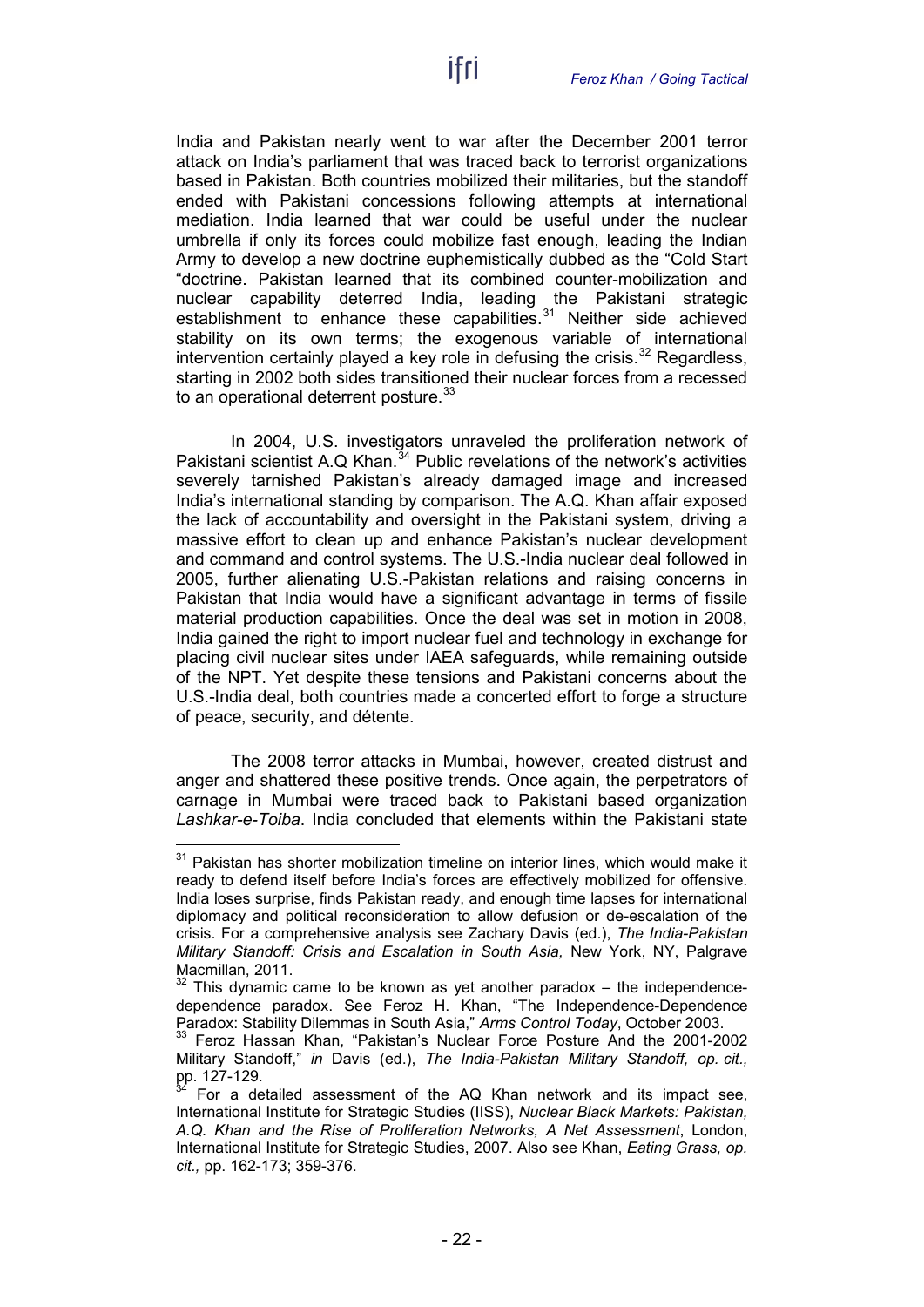India and Pakistan nearly went to war after the December 2001 terror attack on India's parliament that was traced back to terrorist organizations based in Pakistan. Both countries mobilized their militaries, but the standoff ended with Pakistani concessions following attempts at international mediation. India learned that war could be useful under the nuclear umbrella if only its forces could mobilize fast enough, leading the Indian Army to develop a new doctrine euphemistically dubbed as the "Cold Start "doctrine. Pakistan learned that its combined counter-mobilization and nuclear capability deterred India, leading the Pakistani strategic establishment to enhance these capabilities.[31] Neither side achieved stability on its own terms; the exogenous variable of international intervention certainly played a key role in defusing the crisis.[32] Regardless, starting in 2002 both sides transitioned their nuclear forces from a recessed to an operational deterrent posture.[33]

In 2004, U.S. investigators unraveled the proliferation network of Pakistani scientist A.Q Khan.[34] Public revelations of the network's activities severely tarnished Pakistan's already damaged image and increased India's international standing by comparison. The A.Q. Khan affair exposed the lack of accountability and oversight in the Pakistani system, driving a massive effort to clean up and enhance Pakistan's nuclear development and command and control systems. The U.S.-India nuclear deal followed in 2005, further alienating U.S.-Pakistan relations and raising concerns in Pakistan that India would have a significant advantage in terms of fissile material production capabilities. Once the deal was set in motion in 2008, India gained the right to import nuclear fuel and technology in exchange for placing civil nuclear sites under IAEA safeguards, while remaining outside of the NPT. Yet despite these tensions and Pakistani concerns about the U.S.-India deal, both countries made a concerted effort to forge a structure of peace, security, and détente.

The 2008 terror attacks in Mumbai, however, created distrust and anger and shattered these positive trends. Once again, the perpetrators of carnage in Mumbai were traced back to Pakistani based organization *Lashkar-e-Toiba*. India concluded that elements within the Pakistani state

---

[31] Pakistan has shorter mobilization timeline on interior lines, which would make it ready to defend itself before India's forces are effectively mobilized for offensive. India loses surprise, finds Pakistan ready, and enough time lapses for international diplomacy and political reconsideration to allow defusion or de-escalation of the crisis. For a comprehensive analysis see Zachary Davis (ed.), *The India-Pakistan Military Standoff: Crisis and Escalation in South Asia,* New York, NY, Palgrave Macmillan, 2011.

[32] This dynamic came to be known as yet another paradox – the independence-dependence paradox. See Feroz H. Khan, "The Independence-Dependence Paradox: Stability Dilemmas in South Asia," *Arms Control Today*, October 2003.

[33] Feroz Hassan Khan, "Pakistan's Nuclear Force Posture And the 2001-2002 Military Standoff," *in* Davis (ed.), *The India-Pakistan Military Standoff, op. cit.,* pp. 127-129.

[34] For a detailed assessment of the AQ Khan network and its impact see, International Institute for Strategic Studies (IISS), *Nuclear Black Markets: Pakistan, A.Q. Khan and the Rise of Proliferation Networks, A Net Assessment*, London, International Institute for Strategic Studies, 2007. Also see Khan, *Eating Grass, op. cit.,* pp. 162-173; 359-376.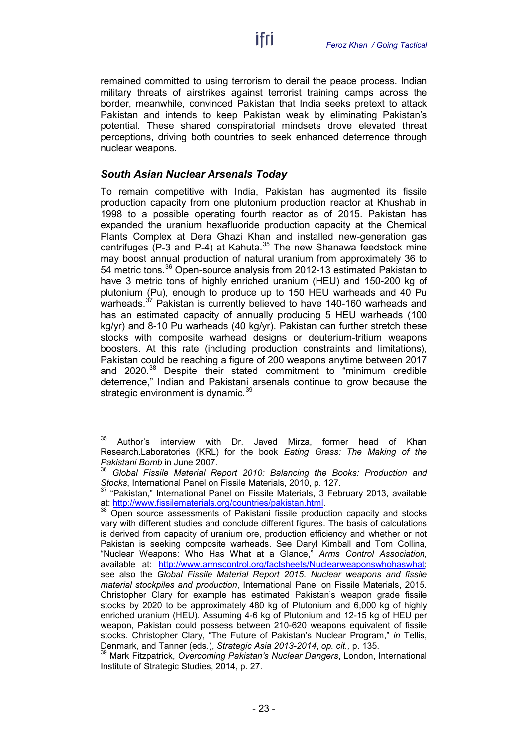remained committed to using terrorism to derail the peace process. Indian military threats of airstrikes against terrorist training camps across the border, meanwhile, convinced Pakistan that India seeks pretext to attack Pakistan and intends to keep Pakistan weak by eliminating Pakistan's potential. These shared conspiratorial mindsets drove elevated threat perceptions, driving both countries to seek enhanced deterrence through nuclear weapons.

### *South Asian Nuclear Arsenals Today*

To remain competitive with India, Pakistan has augmented its fissile production capacity from one plutonium production reactor at Khushab in 1998 to a possible operating fourth reactor as of 2015. Pakistan has expanded the uranium hexafluoride production capacity at the Chemical Plants Complex at Dera Ghazi Khan and installed new-generation gas centrifuges (P-3 and P-4) at Kahuta.[35] The new Shanawa feedstock mine may boost annual production of natural uranium from approximately 36 to 54 metric tons.[36] Open-source analysis from 2012-13 estimated Pakistan to have 3 metric tons of highly enriched uranium (HEU) and 150-200 kg of plutonium (Pu), enough to produce up to 150 HEU warheads and 40 Pu warheads.[37] Pakistan is currently believed to have 140-160 warheads and has an estimated capacity of annually producing 5 HEU warheads (100 kg/yr) and 8-10 Pu warheads (40 kg/yr). Pakistan can further stretch these stocks with composite warhead designs or deuterium-tritium weapons boosters. At this rate (including production constraints and limitations), Pakistan could be reaching a figure of 200 weapons anytime between 2017 and 2020.[38] Despite their stated commitment to "minimum credible deterrence," Indian and Pakistani arsenals continue to grow because the strategic environment is dynamic.[39]

---

[35] Author's interview with Dr. Javed Mirza, former head of Khan Research.Laboratories (KRL) for the book *Eating Grass: The Making of the Pakistani Bomb* in June 2007.

[36] *Global Fissile Material Report 2010: Balancing the Books: Production and Stocks*, International Panel on Fissile Materials, 2010, p. 127.

[37] "Pakistan," International Panel on Fissile Materials, 3 February 2013, available at: http://www.fissilematerials.org/countries/pakistan.html.

[38] Open source assessments of Pakistani fissile production capacity and stocks vary with different studies and conclude different figures. The basis of calculations is derived from capacity of uranium ore, production efficiency and whether or not Pakistan is seeking composite warheads. See Daryl Kimball and Tom Collina, "Nuclear Weapons: Who Has What at a Glance," *Arms Control Association*, available at: http://www.armscontrol.org/factsheets/Nuclearweaponswhohaswhat; see also the *Global Fissile Material Report 2015. Nuclear weapons and fissile material stockpiles and production*, International Panel on Fissile Materials, 2015. Christopher Clary for example has estimated Pakistan's weapon grade fissile stocks by 2020 to be approximately 480 kg of Plutonium and 6,000 kg of highly enriched uranium (HEU). Assuming 4-6 kg of Plutonium and 12-15 kg of HEU per weapon, Pakistan could possess between 210-620 weapons equivalent of fissile stocks. Christopher Clary, "The Future of Pakistan's Nuclear Program," *in* Tellis, Denmark, and Tanner (eds.), *Strategic Asia 2013-2014*, *op. cit.*, p. 135.

[39] Mark Fitzpatrick, *Overcoming Pakistan's Nuclear Dangers*, London, International Institute of Strategic Studies, 2014, p. 27.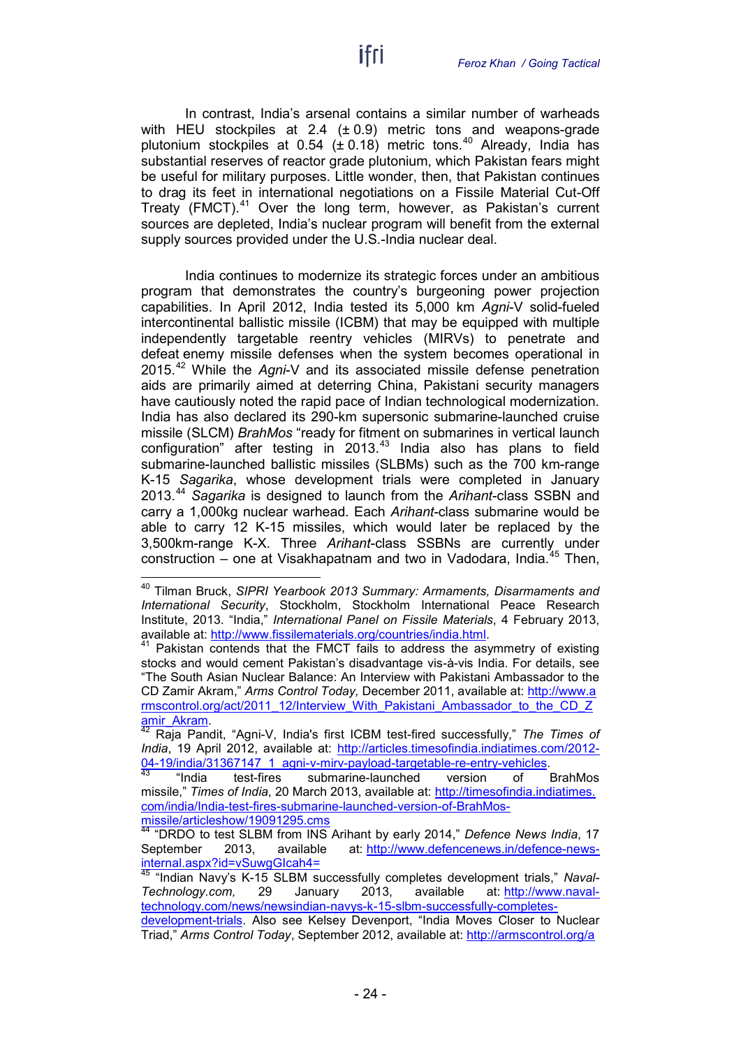In contrast, India's arsenal contains a similar number of warheads with HEU stockpiles at 2.4 (± 0.9) metric tons and weapons-grade plutonium stockpiles at 0.54 (± 0.18) metric tons.[40] Already, India has substantial reserves of reactor grade plutonium, which Pakistan fears might be useful for military purposes. Little wonder, then, that Pakistan continues to drag its feet in international negotiations on a Fissile Material Cut-Off Treaty (FMCT).[41] Over the long term, however, as Pakistan's current sources are depleted, India's nuclear program will benefit from the external supply sources provided under the U.S.-India nuclear deal.

India continues to modernize its strategic forces under an ambitious program that demonstrates the country's burgeoning power projection capabilities. In April 2012, India tested its 5,000 km *Agni*-V solid-fueled intercontinental ballistic missile (ICBM) that may be equipped with multiple independently targetable reentry vehicles (MIRVs) to penetrate and defeat enemy missile defenses when the system becomes operational in 2015.[42] While the *Agni*-V and its associated missile defense penetration aids are primarily aimed at deterring China, Pakistani security managers have cautiously noted the rapid pace of Indian technological modernization. India has also declared its 290-km supersonic submarine-launched cruise missile (SLCM) *BrahMos* "ready for fitment on submarines in vertical launch configuration" after testing in 2013.[43] India also has plans to field submarine-launched ballistic missiles (SLBMs) such as the 700 km-range K-15 *Sagarika*, whose development trials were completed in January 2013.[44] *Sagarika* is designed to launch from the *Arihant*-class SSBN and carry a 1,000kg nuclear warhead. Each *Arihant*-class submarine would be able to carry 12 K-15 missiles, which would later be replaced by the 3,500km-range K-X. Three *Arihant*-class SSBNs are currently under construction – one at Visakhapatnam and two in Vadodara, India.[45] Then,

---

[40] Tilman Bruck, *SIPRI Yearbook 2013 Summary: Armaments, Disarmaments and International Security*, Stockholm, Stockholm International Peace Research Institute, 2013. "India," *International Panel on Fissile Materials*, 4 February 2013, available at: http://www.fissilematerials.org/countries/india.html.

[41] Pakistan contends that the FMCT fails to address the asymmetry of existing stocks and would cement Pakistan's disadvantage vis-à-vis India. For details, see "The South Asian Nuclear Balance: An Interview with Pakistani Ambassador to the CD Zamir Akram," *Arms Control Today,* December 2011, available at: http://www.armscontrol.org/act/2011_12/Interview_With_Pakistani_Ambassador_to_the_CD_Zamir_Akram.

[42] Raja Pandit, "Agni-V, India's first ICBM test-fired successfully," *The Times of India*, 19 April 2012, available at: http://articles.timesofindia.indiatimes.com/2012-04-19/india/31367147_1_agni-v-mirv-payload-targetable-re-entry-vehicles.

[43] "India test-fires submarine-launched version of BrahMos missile," *Times of India*, 20 March 2013, available at: http://timesofindia.indiatimes.com/india/India-test-fires-submarine-launched-version-of-BrahMos-missile/articleshow/19091295.cms

[44] "DRDO to test SLBM from INS Arihant by early 2014," *Defence News India*, 17 September 2013, available at: http://www.defencenews.in/defence-news-internal.aspx?id=vSuwgGIcah4=

[45] "Indian Navy's K-15 SLBM successfully completes development trials," *Naval-Technology.com,* 29 January 2013, available at: http://www.naval-technology.com/news/newsindian-navys-k-15-slbm-successfully-completes-development-trials. Also see Kelsey Devenport, "India Moves Closer to Nuclear Triad," *Arms Control Today*, September 2012, available at: http://armscontrol.org/a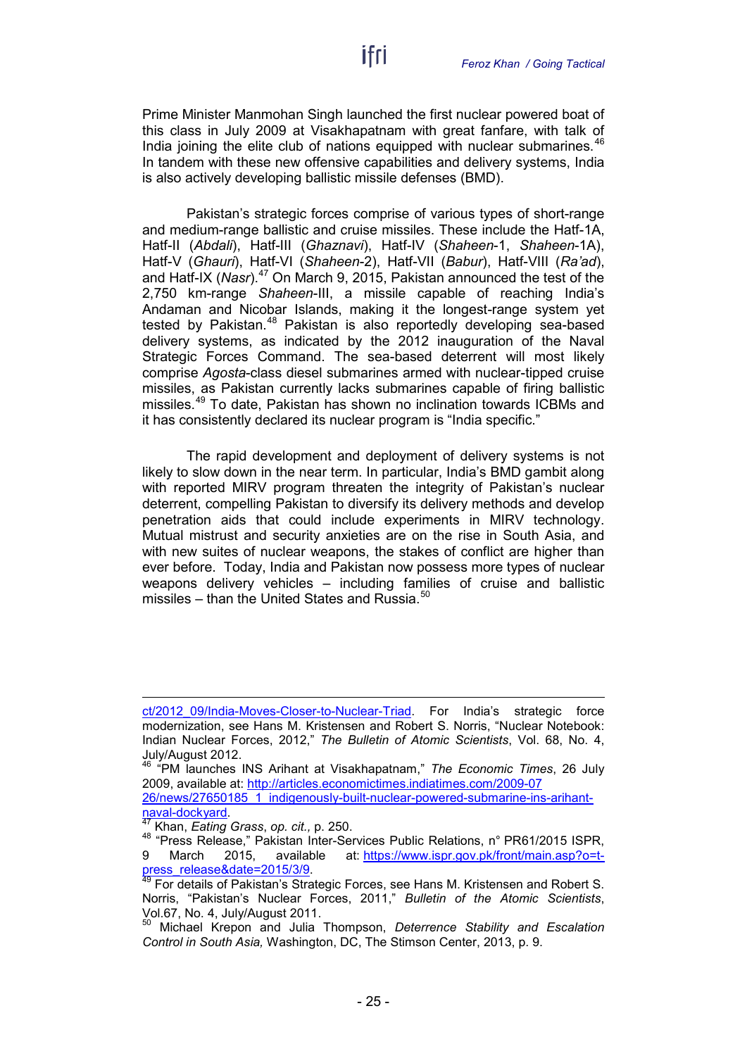Prime Minister Manmohan Singh launched the first nuclear powered boat of this class in July 2009 at Visakhapatnam with great fanfare, with talk of India joining the elite club of nations equipped with nuclear submarines.[46] In tandem with these new offensive capabilities and delivery systems, India is also actively developing ballistic missile defenses (BMD).

Pakistan's strategic forces comprise of various types of short-range and medium-range ballistic and cruise missiles. These include the Hatf-1A, Hatf-II (*Abdali*), Hatf-III (*Ghaznavi*), Hatf-IV (*Shaheen*-1, *Shaheen*-1A), Hatf-V (*Ghauri*), Hatf-VI (*Shaheen*-2), Hatf-VII (*Babur*), Hatf-VIII (*Ra'ad*), and Hatf-IX (*Nasr*).[47] On March 9, 2015, Pakistan announced the test of the 2,750 km-range *Shaheen*-III, a missile capable of reaching India's Andaman and Nicobar Islands, making it the longest-range system yet tested by Pakistan.[48] Pakistan is also reportedly developing sea-based delivery systems, as indicated by the 2012 inauguration of the Naval Strategic Forces Command. The sea-based deterrent will most likely comprise *Agosta*-class diesel submarines armed with nuclear-tipped cruise missiles, as Pakistan currently lacks submarines capable of firing ballistic missiles.[49] To date, Pakistan has shown no inclination towards ICBMs and it has consistently declared its nuclear program is "India specific."

The rapid development and deployment of delivery systems is not likely to slow down in the near term. In particular, India's BMD gambit along with reported MIRV program threaten the integrity of Pakistan's nuclear deterrent, compelling Pakistan to diversify its delivery methods and develop penetration aids that could include experiments in MIRV technology. Mutual mistrust and security anxieties are on the rise in South Asia, and with new suites of nuclear weapons, the stakes of conflict are higher than ever before. Today, India and Pakistan now possess more types of nuclear weapons delivery vehicles – including families of cruise and ballistic missiles – than the United States and Russia.[50]

---

ct/2012_09/India-Moves-Closer-to-Nuclear-Triad. For India's strategic force modernization, see Hans M. Kristensen and Robert S. Norris, "Nuclear Notebook: Indian Nuclear Forces, 2012," *The Bulletin of Atomic Scientists*, Vol. 68, No. 4, July/August 2012.

[46] "PM launches INS Arihant at Visakhapatnam," *The Economic Times*, 26 July 2009, available at: http://articles.economictimes.indiatimes.com/2009-07 26/news/27650185_1_indigenously-built-nuclear-powered-submarine-ins-arihant-naval-dockyard.

[47] Khan, *Eating Grass*, *op. cit.,* p. 250.

[48] "Press Release," Pakistan Inter-Services Public Relations, n° PR61/2015 ISPR, 9 March 2015, available at: https://www.ispr.gov.pk/front/main.asp?o=t-press_release&date=2015/3/9.

[49] For details of Pakistan's Strategic Forces, see Hans M. Kristensen and Robert S. Norris, "Pakistan's Nuclear Forces, 2011," *Bulletin of the Atomic Scientists*, Vol.67, No. 4, July/August 2011.

[50] Michael Krepon and Julia Thompson, *Deterrence Stability and Escalation Control in South Asia,* Washington, DC, The Stimson Center, 2013, p. 9.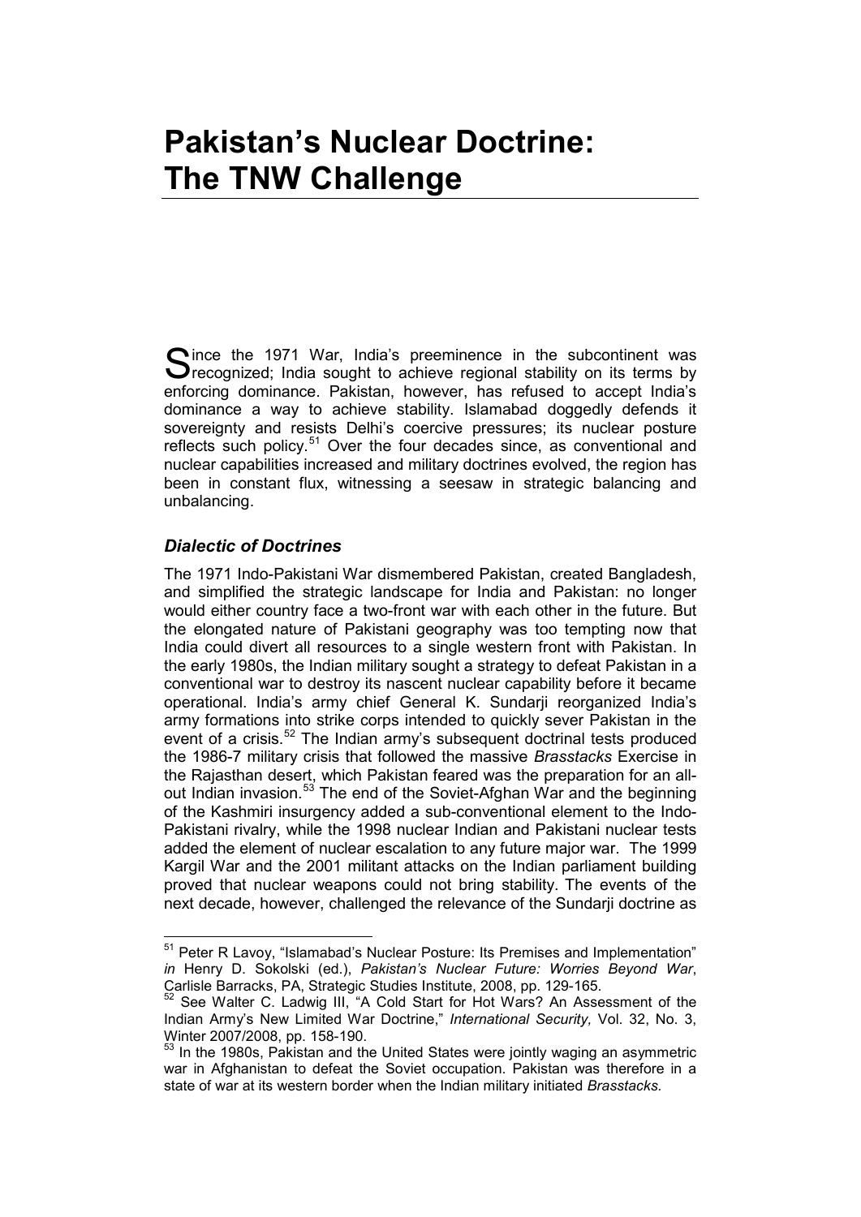# Pakistan's Nuclear Doctrine: The TNW Challenge

Since the 1971 War, India's preeminence in the subcontinent was recognized; India sought to achieve regional stability on its terms by enforcing dominance. Pakistan, however, has refused to accept India's dominance a way to achieve stability. Islamabad doggedly defends it sovereignty and resists Delhi's coercive pressures; its nuclear posture reflects such policy.[51] Over the four decades since, as conventional and nuclear capabilities increased and military doctrines evolved, the region has been in constant flux, witnessing a seesaw in strategic balancing and unbalancing.

### *Dialectic of Doctrines*

The 1971 Indo-Pakistani War dismembered Pakistan, created Bangladesh, and simplified the strategic landscape for India and Pakistan: no longer would either country face a two-front war with each other in the future. But the elongated nature of Pakistani geography was too tempting now that India could divert all resources to a single western front with Pakistan. In the early 1980s, the Indian military sought a strategy to defeat Pakistan in a conventional war to destroy its nascent nuclear capability before it became operational. India's army chief General K. Sundarji reorganized India's army formations into strike corps intended to quickly sever Pakistan in the event of a crisis.[52] The Indian army's subsequent doctrinal tests produced the 1986-7 military crisis that followed the massive *Brasstacks* Exercise in the Rajasthan desert, which Pakistan feared was the preparation for an all-out Indian invasion.[53] The end of the Soviet-Afghan War and the beginning of the Kashmiri insurgency added a sub-conventional element to the Indo-Pakistani rivalry, while the 1998 nuclear Indian and Pakistani nuclear tests added the element of nuclear escalation to any future major war. The 1999 Kargil War and the 2001 militant attacks on the Indian parliament building proved that nuclear weapons could not bring stability. The events of the next decade, however, challenged the relevance of the Sundarji doctrine as

---

[51] Peter R Lavoy, "Islamabad's Nuclear Posture: Its Premises and Implementation" *in* Henry D. Sokolski (ed.), *Pakistan's Nuclear Future: Worries Beyond War*, Carlisle Barracks, PA, Strategic Studies Institute, 2008, pp. 129-165.

[52] See Walter C. Ladwig III, "A Cold Start for Hot Wars? An Assessment of the Indian Army's New Limited War Doctrine," *International Security,* Vol. 32, No. 3, Winter 2007/2008, pp. 158-190.

[53] In the 1980s, Pakistan and the United States were jointly waging an asymmetric war in Afghanistan to defeat the Soviet occupation. Pakistan was therefore in a state of war at its western border when the Indian military initiated *Brasstacks.*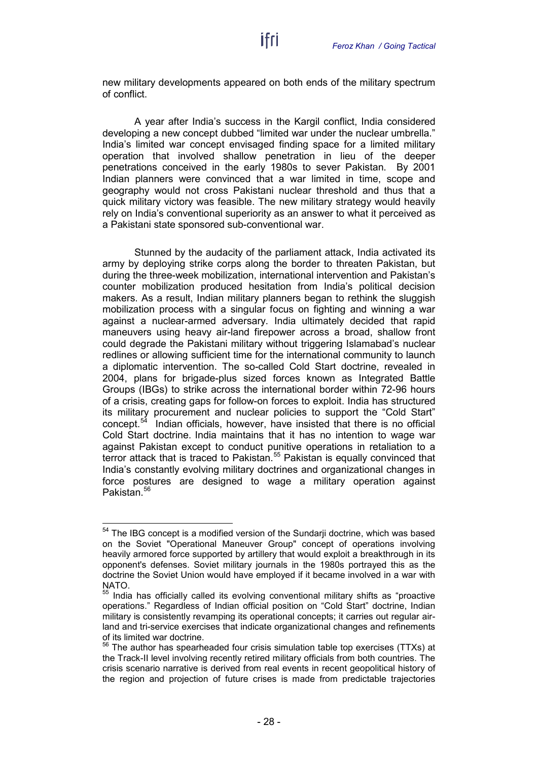new military developments appeared on both ends of the military spectrum of conflict.

A year after India's success in the Kargil conflict, India considered developing a new concept dubbed "limited war under the nuclear umbrella." India's limited war concept envisaged finding space for a limited military operation that involved shallow penetration in lieu of the deeper penetrations conceived in the early 1980s to sever Pakistan. By 2001 Indian planners were convinced that a war limited in time, scope and geography would not cross Pakistani nuclear threshold and thus that a quick military victory was feasible. The new military strategy would heavily rely on India's conventional superiority as an answer to what it perceived as a Pakistani state sponsored sub-conventional war.

Stunned by the audacity of the parliament attack, India activated its army by deploying strike corps along the border to threaten Pakistan, but during the three-week mobilization, international intervention and Pakistan's counter mobilization produced hesitation from India's political decision makers. As a result, Indian military planners began to rethink the sluggish mobilization process with a singular focus on fighting and winning a war against a nuclear-armed adversary. India ultimately decided that rapid maneuvers using heavy air-land firepower across a broad, shallow front could degrade the Pakistani military without triggering Islamabad's nuclear redlines or allowing sufficient time for the international community to launch a diplomatic intervention. The so-called Cold Start doctrine, revealed in 2004, plans for brigade-plus sized forces known as Integrated Battle Groups (IBGs) to strike across the international border within 72-96 hours of a crisis, creating gaps for follow-on forces to exploit. India has structured its military procurement and nuclear policies to support the "Cold Start" concept.[54] Indian officials, however, have insisted that there is no official Cold Start doctrine. India maintains that it has no intention to wage war against Pakistan except to conduct punitive operations in retaliation to a terror attack that is traced to Pakistan.[55] Pakistan is equally convinced that India's constantly evolving military doctrines and organizational changes in force postures are designed to wage a military operation against Pakistan.[56]

---

[54] The IBG concept is a modified version of the Sundarji doctrine, which was based on the Soviet "Operational Maneuver Group" concept of operations involving heavily armored force supported by artillery that would exploit a breakthrough in its opponent's defenses. Soviet military journals in the 1980s portrayed this as the doctrine the Soviet Union would have employed if it became involved in a war with NATO.

[55] India has officially called its evolving conventional military shifts as "proactive operations." Regardless of Indian official position on "Cold Start" doctrine, Indian military is consistently revamping its operational concepts; it carries out regular air-land and tri-service exercises that indicate organizational changes and refinements of its limited war doctrine.

[56] The author has spearheaded four crisis simulation table top exercises (TTXs) at the Track-II level involving recently retired military officials from both countries. The crisis scenario narrative is derived from real events in recent geopolitical history of the region and projection of future crises is made from predictable trajectories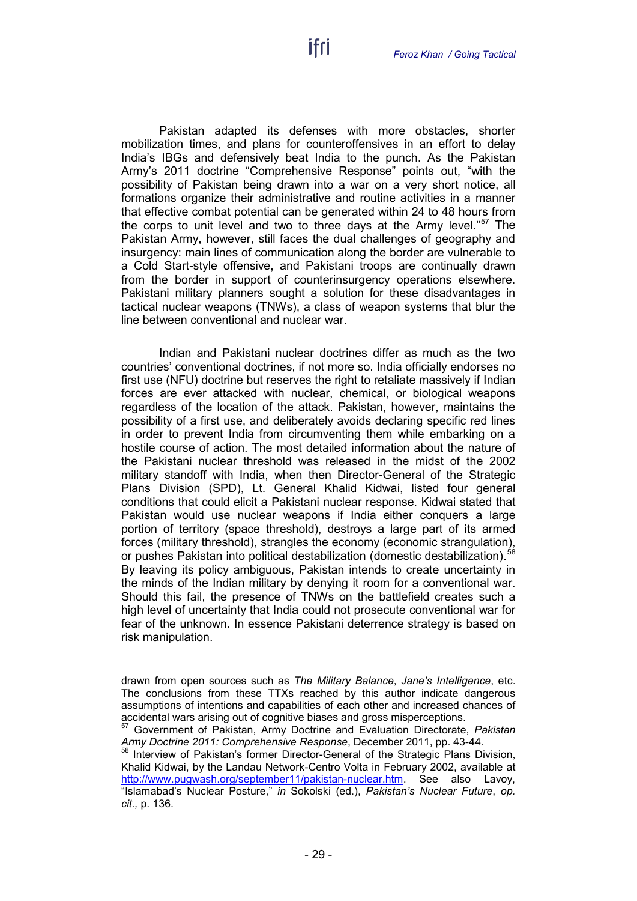Pakistan adapted its defenses with more obstacles, shorter mobilization times, and plans for counteroffensives in an effort to delay India's IBGs and defensively beat India to the punch. As the Pakistan Army's 2011 doctrine "Comprehensive Response" points out, "with the possibility of Pakistan being drawn into a war on a very short notice, all formations organize their administrative and routine activities in a manner that effective combat potential can be generated within 24 to 48 hours from the corps to unit level and two to three days at the Army level."[57] The Pakistan Army, however, still faces the dual challenges of geography and insurgency: main lines of communication along the border are vulnerable to a Cold Start-style offensive, and Pakistani troops are continually drawn from the border in support of counterinsurgency operations elsewhere. Pakistani military planners sought a solution for these disadvantages in tactical nuclear weapons (TNWs), a class of weapon systems that blur the line between conventional and nuclear war.

Indian and Pakistani nuclear doctrines differ as much as the two countries' conventional doctrines, if not more so. India officially endorses no first use (NFU) doctrine but reserves the right to retaliate massively if Indian forces are ever attacked with nuclear, chemical, or biological weapons regardless of the location of the attack. Pakistan, however, maintains the possibility of a first use, and deliberately avoids declaring specific red lines in order to prevent India from circumventing them while embarking on a hostile course of action. The most detailed information about the nature of the Pakistani nuclear threshold was released in the midst of the 2002 military standoff with India, when then Director-General of the Strategic Plans Division (SPD), Lt. General Khalid Kidwai, listed four general conditions that could elicit a Pakistani nuclear response. Kidwai stated that Pakistan would use nuclear weapons if India either conquers a large portion of territory (space threshold), destroys a large part of its armed forces (military threshold), strangles the economy (economic strangulation), or pushes Pakistan into political destabilization (domestic destabilization).[58] By leaving its policy ambiguous, Pakistan intends to create uncertainty in the minds of the Indian military by denying it room for a conventional war. Should this fail, the presence of TNWs on the battlefield creates such a high level of uncertainty that India could not prosecute conventional war for fear of the unknown. In essence Pakistani deterrence strategy is based on risk manipulation.

---

drawn from open sources such as *The Military Balance*, *Jane's Intelligence*, etc. The conclusions from these TTXs reached by this author indicate dangerous assumptions of intentions and capabilities of each other and increased chances of accidental wars arising out of cognitive biases and gross misperceptions.

[57] Government of Pakistan, Army Doctrine and Evaluation Directorate, *Pakistan Army Doctrine 2011: Comprehensive Response*, December 2011, pp. 43-44.

[58] Interview of Pakistan's former Director-General of the Strategic Plans Division, Khalid Kidwai, by the Landau Network-Centro Volta in February 2002, available at http://www.pugwash.org/september11/pakistan-nuclear.htm. See also Lavoy, "Islamabad's Nuclear Posture," *in* Sokolski (ed.), *Pakistan's Nuclear Future*, *op. cit.,* p. 136.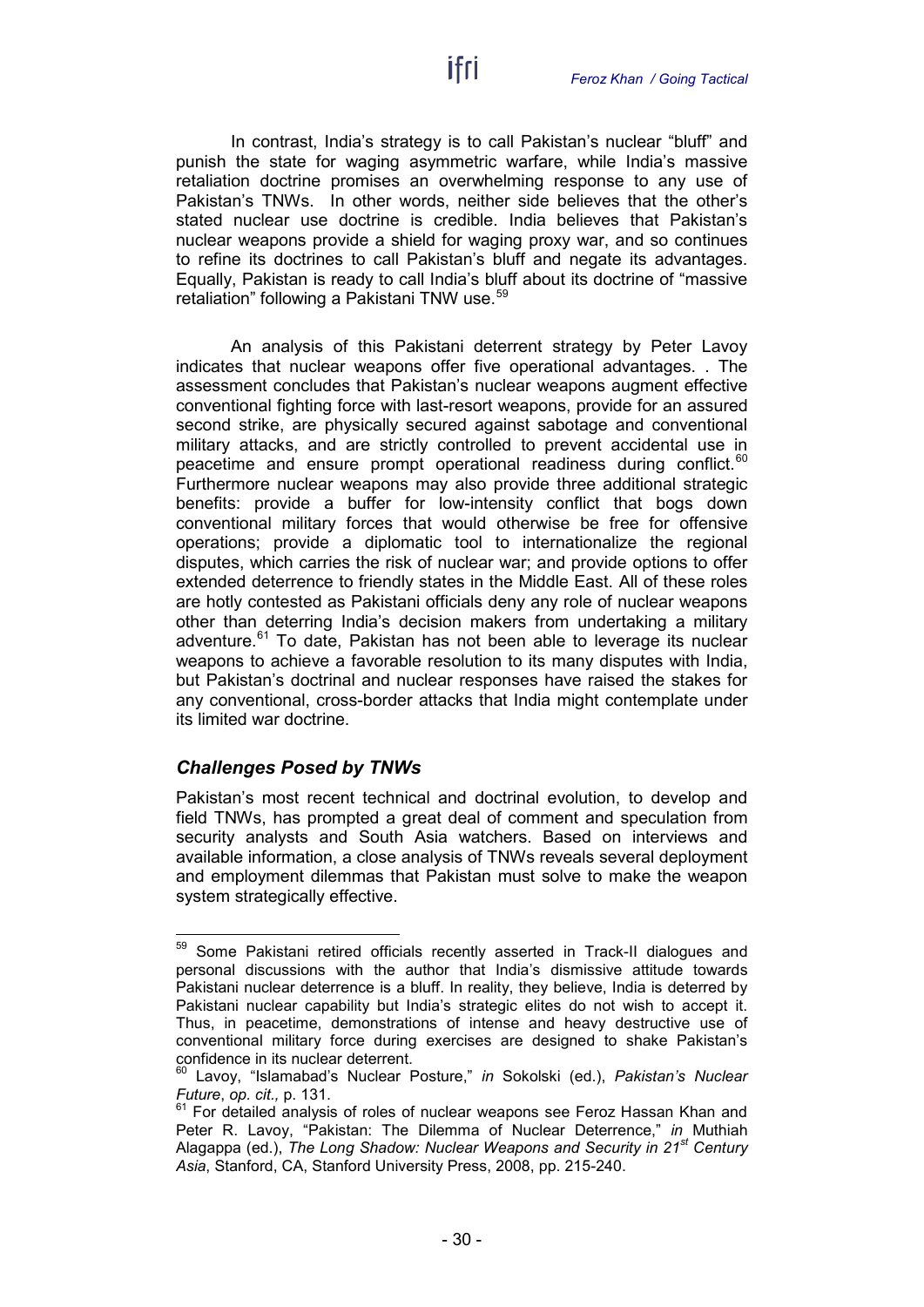In contrast, India's strategy is to call Pakistan's nuclear "bluff" and punish the state for waging asymmetric warfare, while India's massive retaliation doctrine promises an overwhelming response to any use of Pakistan's TNWs. In other words, neither side believes that the other's stated nuclear use doctrine is credible. India believes that Pakistan's nuclear weapons provide a shield for waging proxy war, and so continues to refine its doctrines to call Pakistan's bluff and negate its advantages. Equally, Pakistan is ready to call India's bluff about its doctrine of "massive retaliation" following a Pakistani TNW use.[59]

An analysis of this Pakistani deterrent strategy by Peter Lavoy indicates that nuclear weapons offer five operational advantages. . The assessment concludes that Pakistan's nuclear weapons augment effective conventional fighting force with last-resort weapons, provide for an assured second strike, are physically secured against sabotage and conventional military attacks, and are strictly controlled to prevent accidental use in peacetime and ensure prompt operational readiness during conflict.[60] Furthermore nuclear weapons may also provide three additional strategic benefits: provide a buffer for low-intensity conflict that bogs down conventional military forces that would otherwise be free for offensive operations; provide a diplomatic tool to internationalize the regional disputes, which carries the risk of nuclear war; and provide options to offer extended deterrence to friendly states in the Middle East. All of these roles are hotly contested as Pakistani officials deny any role of nuclear weapons other than deterring India's decision makers from undertaking a military adventure.[61] To date, Pakistan has not been able to leverage its nuclear weapons to achieve a favorable resolution to its many disputes with India, but Pakistan's doctrinal and nuclear responses have raised the stakes for any conventional, cross-border attacks that India might contemplate under its limited war doctrine.

## *Challenges Posed by TNWs*

Pakistan's most recent technical and doctrinal evolution, to develop and field TNWs, has prompted a great deal of comment and speculation from security analysts and South Asia watchers. Based on interviews and available information, a close analysis of TNWs reveals several deployment and employment dilemmas that Pakistan must solve to make the weapon system strategically effective.

---

[59] Some Pakistani retired officials recently asserted in Track-II dialogues and personal discussions with the author that India's dismissive attitude towards Pakistani nuclear deterrence is a bluff. In reality, they believe, India is deterred by Pakistani nuclear capability but India's strategic elites do not wish to accept it. Thus, in peacetime, demonstrations of intense and heavy destructive use of conventional military force during exercises are designed to shake Pakistan's confidence in its nuclear deterrent.

[60] Lavoy, "Islamabad's Nuclear Posture," *in* Sokolski (ed.), *Pakistan's Nuclear Future*, *op. cit.,* p. 131.

[61] For detailed analysis of roles of nuclear weapons see Feroz Hassan Khan and Peter R. Lavoy, "Pakistan: The Dilemma of Nuclear Deterrence," *in* Muthiah Alagappa (ed.), *The Long Shadow: Nuclear Weapons and Security in 21st Century Asia*, Stanford, CA, Stanford University Press, 2008, pp. 215-240.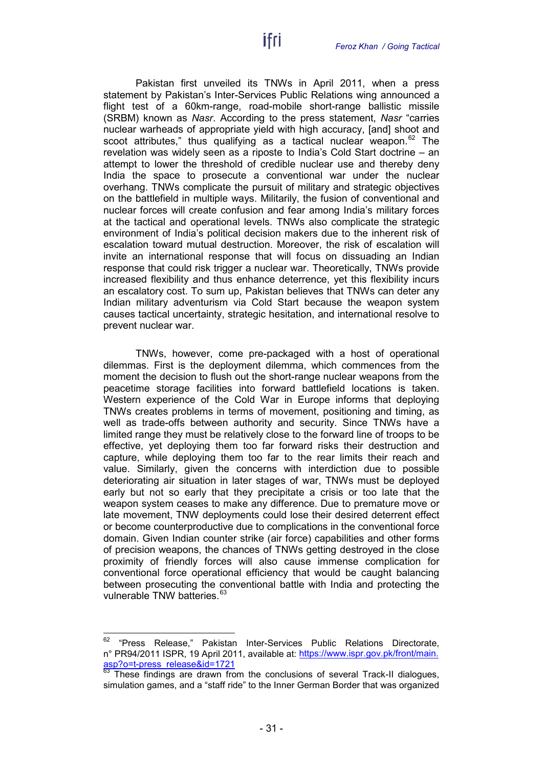Pakistan first unveiled its TNWs in April 2011, when a press statement by Pakistan's Inter-Services Public Relations wing announced a flight test of a 60km-range, road-mobile short-range ballistic missile (SRBM) known as *Nasr*. According to the press statement, *Nasr* "carries nuclear warheads of appropriate yield with high accuracy, [and] shoot and scoot attributes," thus qualifying as a tactical nuclear weapon.[62] The revelation was widely seen as a riposte to India's Cold Start doctrine – an attempt to lower the threshold of credible nuclear use and thereby deny India the space to prosecute a conventional war under the nuclear overhang. TNWs complicate the pursuit of military and strategic objectives on the battlefield in multiple ways. Militarily, the fusion of conventional and nuclear forces will create confusion and fear among India's military forces at the tactical and operational levels. TNWs also complicate the strategic environment of India's political decision makers due to the inherent risk of escalation toward mutual destruction. Moreover, the risk of escalation will invite an international response that will focus on dissuading an Indian response that could risk trigger a nuclear war. Theoretically, TNWs provide increased flexibility and thus enhance deterrence, yet this flexibility incurs an escalatory cost. To sum up, Pakistan believes that TNWs can deter any Indian military adventurism via Cold Start because the weapon system causes tactical uncertainty, strategic hesitation, and international resolve to prevent nuclear war.

TNWs, however, come pre-packaged with a host of operational dilemmas. First is the deployment dilemma, which commences from the moment the decision to flush out the short-range nuclear weapons from the peacetime storage facilities into forward battlefield locations is taken. Western experience of the Cold War in Europe informs that deploying TNWs creates problems in terms of movement, positioning and timing, as well as trade-offs between authority and security. Since TNWs have a limited range they must be relatively close to the forward line of troops to be effective, yet deploying them too far forward risks their destruction and capture, while deploying them too far to the rear limits their reach and value. Similarly, given the concerns with interdiction due to possible deteriorating air situation in later stages of war, TNWs must be deployed early but not so early that they precipitate a crisis or too late that the weapon system ceases to make any difference. Due to premature move or late movement, TNW deployments could lose their desired deterrent effect or become counterproductive due to complications in the conventional force domain. Given Indian counter strike (air force) capabilities and other forms of precision weapons, the chances of TNWs getting destroyed in the close proximity of friendly forces will also cause immense complication for conventional force operational efficiency that would be caught balancing between prosecuting the conventional battle with India and protecting the vulnerable TNW batteries.[63]

---

[62] "Press Release," Pakistan Inter-Services Public Relations Directorate, n° PR94/2011 ISPR, 19 April 2011, available at: https://www.ispr.gov.pk/front/main.asp?o=t-press_release&id=1721

[63] These findings are drawn from the conclusions of several Track-II dialogues, simulation games, and a "staff ride" to the Inner German Border that was organized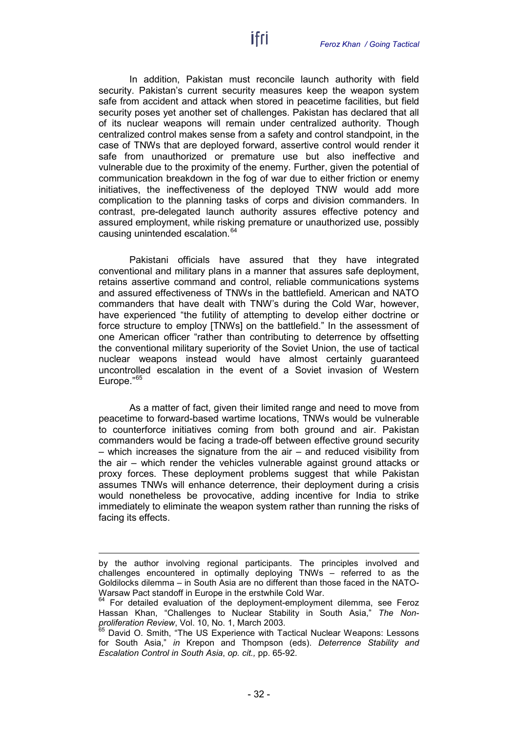In addition, Pakistan must reconcile launch authority with field security. Pakistan's current security measures keep the weapon system safe from accident and attack when stored in peacetime facilities, but field security poses yet another set of challenges. Pakistan has declared that all of its nuclear weapons will remain under centralized authority. Though centralized control makes sense from a safety and control standpoint, in the case of TNWs that are deployed forward, assertive control would render it safe from unauthorized or premature use but also ineffective and vulnerable due to the proximity of the enemy. Further, given the potential of communication breakdown in the fog of war due to either friction or enemy initiatives, the ineffectiveness of the deployed TNW would add more complication to the planning tasks of corps and division commanders. In contrast, pre-delegated launch authority assures effective potency and assured employment, while risking premature or unauthorized use, possibly causing unintended escalation.[64]

Pakistani officials have assured that they have integrated conventional and military plans in a manner that assures safe deployment, retains assertive command and control, reliable communications systems and assured effectiveness of TNWs in the battlefield. American and NATO commanders that have dealt with TNW's during the Cold War, however, have experienced "the futility of attempting to develop either doctrine or force structure to employ [TNWs] on the battlefield." In the assessment of one American officer "rather than contributing to deterrence by offsetting the conventional military superiority of the Soviet Union, the use of tactical nuclear weapons instead would have almost certainly guaranteed uncontrolled escalation in the event of a Soviet invasion of Western Europe."[65]

As a matter of fact, given their limited range and need to move from peacetime to forward-based wartime locations, TNWs would be vulnerable to counterforce initiatives coming from both ground and air. Pakistan commanders would be facing a trade-off between effective ground security – which increases the signature from the air – and reduced visibility from the air – which render the vehicles vulnerable against ground attacks or proxy forces. These deployment problems suggest that while Pakistan assumes TNWs will enhance deterrence, their deployment during a crisis would nonetheless be provocative, adding incentive for India to strike immediately to eliminate the weapon system rather than running the risks of facing its effects.

---

by the author involving regional participants. The principles involved and challenges encountered in optimally deploying TNWs – referred to as the Goldilocks dilemma – in South Asia are no different than those faced in the NATO-Warsaw Pact standoff in Europe in the erstwhile Cold War.

[64] For detailed evaluation of the deployment-employment dilemma, see Feroz Hassan Khan, "Challenges to Nuclear Stability in South Asia," *The Nonproliferation Review*, Vol. 10, No. 1, March 2003.

[65] David O. Smith, "The US Experience with Tactical Nuclear Weapons: Lessons for South Asia," *in* Krepon and Thompson (eds). *Deterrence Stability and Escalation Control in South Asia*, *op. cit.,* pp. 65-92.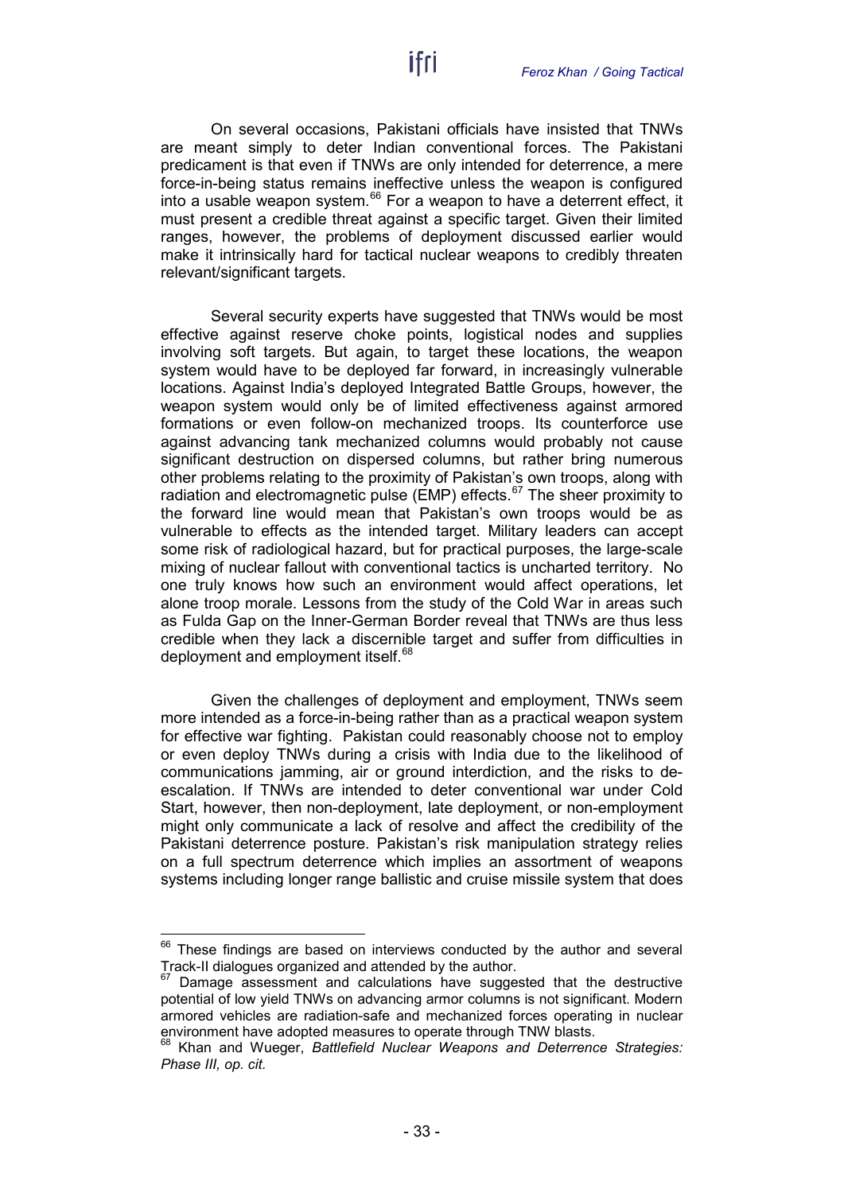On several occasions, Pakistani officials have insisted that TNWs are meant simply to deter Indian conventional forces. The Pakistani predicament is that even if TNWs are only intended for deterrence, a mere force-in-being status remains ineffective unless the weapon is configured into a usable weapon system.[66] For a weapon to have a deterrent effect, it must present a credible threat against a specific target. Given their limited ranges, however, the problems of deployment discussed earlier would make it intrinsically hard for tactical nuclear weapons to credibly threaten relevant/significant targets.

Several security experts have suggested that TNWs would be most effective against reserve choke points, logistical nodes and supplies involving soft targets. But again, to target these locations, the weapon system would have to be deployed far forward, in increasingly vulnerable locations. Against India's deployed Integrated Battle Groups, however, the weapon system would only be of limited effectiveness against armored formations or even follow-on mechanized troops. Its counterforce use against advancing tank mechanized columns would probably not cause significant destruction on dispersed columns, but rather bring numerous other problems relating to the proximity of Pakistan's own troops, along with radiation and electromagnetic pulse (EMP) effects.[67] The sheer proximity to the forward line would mean that Pakistan's own troops would be as vulnerable to effects as the intended target. Military leaders can accept some risk of radiological hazard, but for practical purposes, the large-scale mixing of nuclear fallout with conventional tactics is uncharted territory. No one truly knows how such an environment would affect operations, let alone troop morale. Lessons from the study of the Cold War in areas such as Fulda Gap on the Inner-German Border reveal that TNWs are thus less credible when they lack a discernible target and suffer from difficulties in deployment and employment itself.[68]

Given the challenges of deployment and employment, TNWs seem more intended as a force-in-being rather than as a practical weapon system for effective war fighting. Pakistan could reasonably choose not to employ or even deploy TNWs during a crisis with India due to the likelihood of communications jamming, air or ground interdiction, and the risks to de-escalation. If TNWs are intended to deter conventional war under Cold Start, however, then non-deployment, late deployment, or non-employment might only communicate a lack of resolve and affect the credibility of the Pakistani deterrence posture. Pakistan's risk manipulation strategy relies on a full spectrum deterrence which implies an assortment of weapons systems including longer range ballistic and cruise missile system that does

---

[66] These findings are based on interviews conducted by the author and several Track-II dialogues organized and attended by the author.

[67] Damage assessment and calculations have suggested that the destructive potential of low yield TNWs on advancing armor columns is not significant. Modern armored vehicles are radiation-safe and mechanized forces operating in nuclear environment have adopted measures to operate through TNW blasts.

[68] Khan and Wueger, *Battlefield Nuclear Weapons and Deterrence Strategies: Phase III, op. cit.*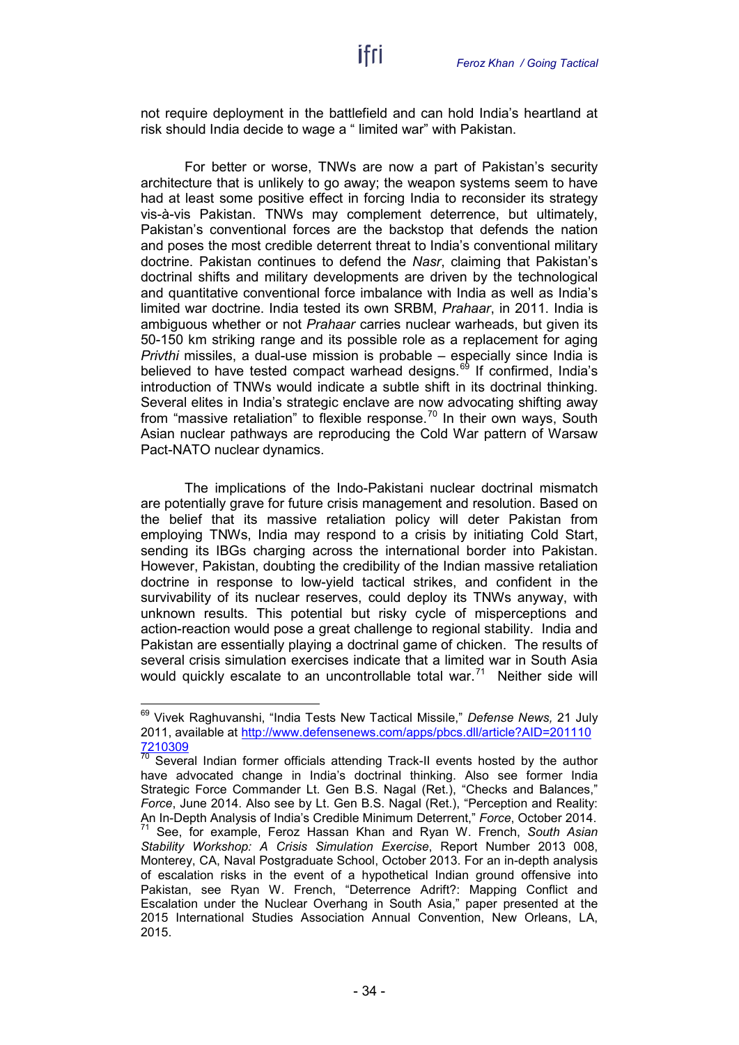not require deployment in the battlefield and can hold India's heartland at risk should India decide to wage a " limited war" with Pakistan.

For better or worse, TNWs are now a part of Pakistan's security architecture that is unlikely to go away; the weapon systems seem to have had at least some positive effect in forcing India to reconsider its strategy vis-à-vis Pakistan. TNWs may complement deterrence, but ultimately, Pakistan's conventional forces are the backstop that defends the nation and poses the most credible deterrent threat to India's conventional military doctrine. Pakistan continues to defend the *Nasr*, claiming that Pakistan's doctrinal shifts and military developments are driven by the technological and quantitative conventional force imbalance with India as well as India's limited war doctrine. India tested its own SRBM, *Prahaar*, in 2011. India is ambiguous whether or not *Prahaar* carries nuclear warheads, but given its 50-150 km striking range and its possible role as a replacement for aging *Privthi* missiles, a dual-use mission is probable – especially since India is believed to have tested compact warhead designs.[69] If confirmed, India's introduction of TNWs would indicate a subtle shift in its doctrinal thinking. Several elites in India's strategic enclave are now advocating shifting away from "massive retaliation" to flexible response.[70] In their own ways, South Asian nuclear pathways are reproducing the Cold War pattern of Warsaw Pact-NATO nuclear dynamics.

The implications of the Indo-Pakistani nuclear doctrinal mismatch are potentially grave for future crisis management and resolution. Based on the belief that its massive retaliation policy will deter Pakistan from employing TNWs, India may respond to a crisis by initiating Cold Start, sending its IBGs charging across the international border into Pakistan. However, Pakistan, doubting the credibility of the Indian massive retaliation doctrine in response to low-yield tactical strikes, and confident in the survivability of its nuclear reserves, could deploy its TNWs anyway, with unknown results. This potential but risky cycle of misperceptions and action-reaction would pose a great challenge to regional stability. India and Pakistan are essentially playing a doctrinal game of chicken. The results of several crisis simulation exercises indicate that a limited war in South Asia would quickly escalate to an uncontrollable total war.[71] Neither side will

---

[69] Vivek Raghuvanshi, "India Tests New Tactical Missile," *Defense News,* 21 July 2011, available at http://www.defensenews.com/apps/pbcs.dll/article?AID=2011107210309

[70] Several Indian former officials attending Track-II events hosted by the author have advocated change in India's doctrinal thinking. Also see former India Strategic Force Commander Lt. Gen B.S. Nagal (Ret.), "Checks and Balances," *Force*, June 2014. Also see by Lt. Gen B.S. Nagal (Ret.), "Perception and Reality: An In-Depth Analysis of India's Credible Minimum Deterrent," *Force*, October 2014.

[71] See, for example, Feroz Hassan Khan and Ryan W. French, *South Asian Stability Workshop: A Crisis Simulation Exercise*, Report Number 2013 008, Monterey, CA, Naval Postgraduate School, October 2013. For an in-depth analysis of escalation risks in the event of a hypothetical Indian ground offensive into Pakistan, see Ryan W. French, "Deterrence Adrift?: Mapping Conflict and Escalation under the Nuclear Overhang in South Asia," paper presented at the 2015 International Studies Association Annual Convention, New Orleans, LA, 2015.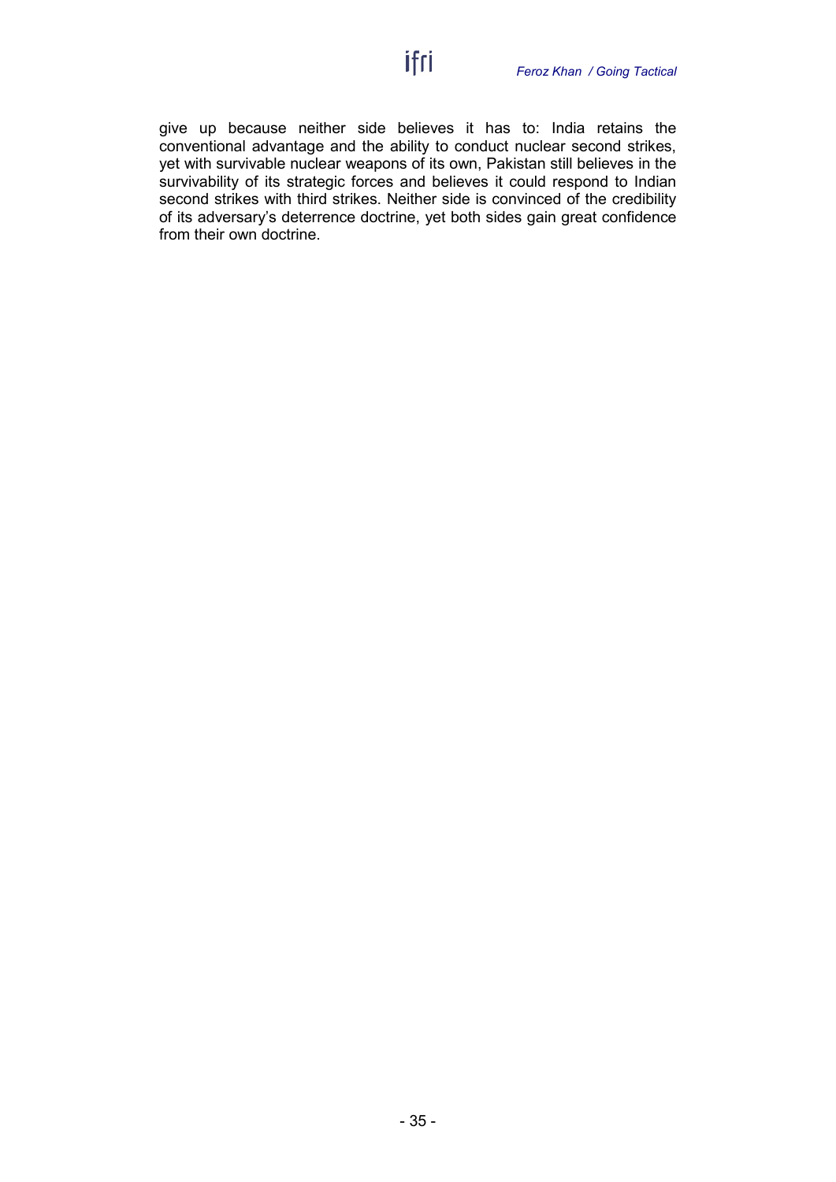give up because neither side believes it has to: India retains the conventional advantage and the ability to conduct nuclear second strikes, yet with survivable nuclear weapons of its own, Pakistan still believes in the survivability of its strategic forces and believes it could respond to Indian second strikes with third strikes. Neither side is convinced of the credibility of its adversary's deterrence doctrine, yet both sides gain great confidence from their own doctrine.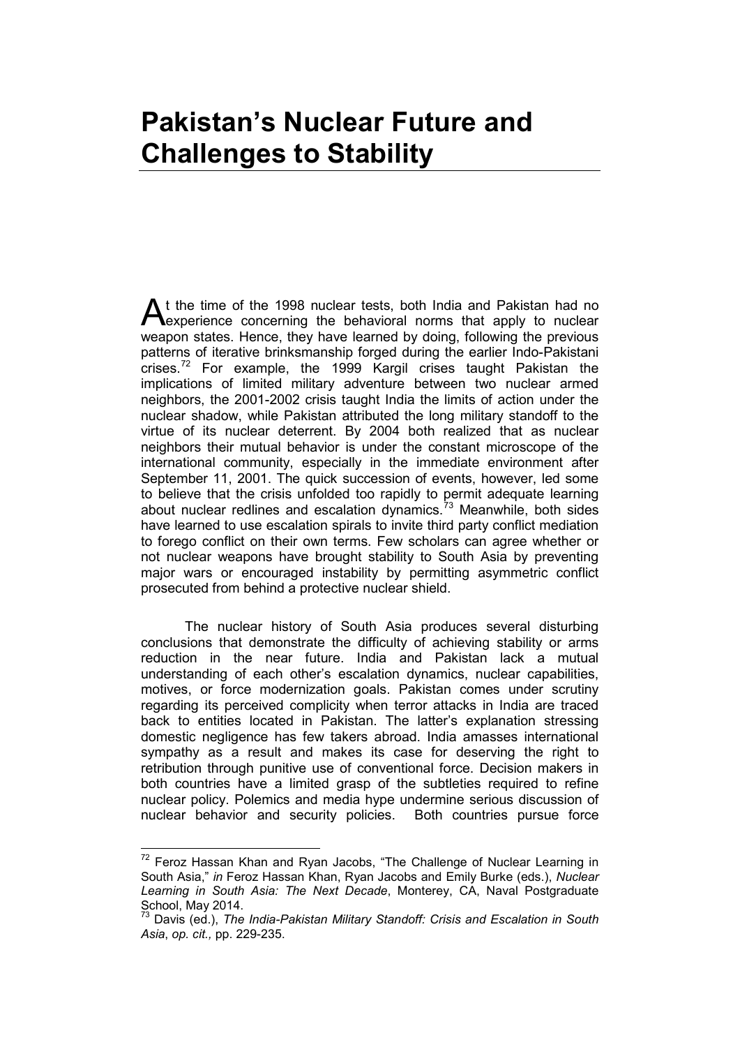# Pakistan's Nuclear Future and Challenges to Stability

At the time of the 1998 nuclear tests, both India and Pakistan had no experience concerning the behavioral norms that apply to nuclear weapon states. Hence, they have learned by doing, following the previous patterns of iterative brinksmanship forged during the earlier Indo-Pakistani crises.[72] For example, the 1999 Kargil crises taught Pakistan the implications of limited military adventure between two nuclear armed neighbors, the 2001-2002 crisis taught India the limits of action under the nuclear shadow, while Pakistan attributed the long military standoff to the virtue of its nuclear deterrent. By 2004 both realized that as nuclear neighbors their mutual behavior is under the constant microscope of the international community, especially in the immediate environment after September 11, 2001. The quick succession of events, however, led some to believe that the crisis unfolded too rapidly to permit adequate learning about nuclear redlines and escalation dynamics.[73] Meanwhile, both sides have learned to use escalation spirals to invite third party conflict mediation to forego conflict on their own terms. Few scholars can agree whether or not nuclear weapons have brought stability to South Asia by preventing major wars or encouraged instability by permitting asymmetric conflict prosecuted from behind a protective nuclear shield.

The nuclear history of South Asia produces several disturbing conclusions that demonstrate the difficulty of achieving stability or arms reduction in the near future. India and Pakistan lack a mutual understanding of each other's escalation dynamics, nuclear capabilities, motives, or force modernization goals. Pakistan comes under scrutiny regarding its perceived complicity when terror attacks in India are traced back to entities located in Pakistan. The latter's explanation stressing domestic negligence has few takers abroad. India amasses international sympathy as a result and makes its case for deserving the right to retribution through punitive use of conventional force. Decision makers in both countries have a limited grasp of the subtleties required to refine nuclear policy. Polemics and media hype undermine serious discussion of nuclear behavior and security policies. Both countries pursue force

---

[72] Feroz Hassan Khan and Ryan Jacobs, "The Challenge of Nuclear Learning in South Asia," *in* Feroz Hassan Khan, Ryan Jacobs and Emily Burke (eds.), *Nuclear Learning in South Asia: The Next Decade*, Monterey, CA, Naval Postgraduate School, May 2014.

[73] Davis (ed.), *The India-Pakistan Military Standoff: Crisis and Escalation in South Asia*, *op. cit.,* pp. 229-235.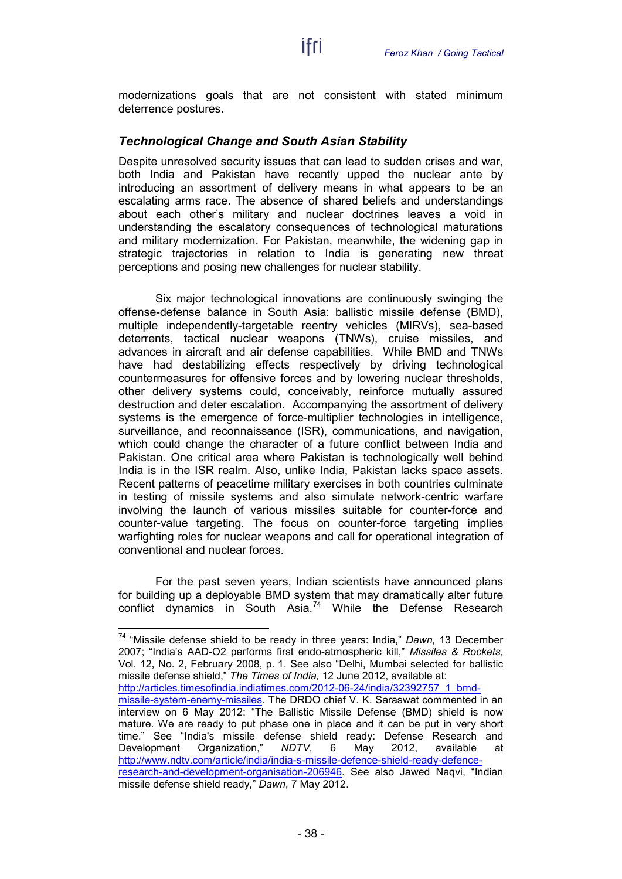modernizations goals that are not consistent with stated minimum deterrence postures.

### *Technological Change and South Asian Stability*

Despite unresolved security issues that can lead to sudden crises and war, both India and Pakistan have recently upped the nuclear ante by introducing an assortment of delivery means in what appears to be an escalating arms race. The absence of shared beliefs and understandings about each other's military and nuclear doctrines leaves a void in understanding the escalatory consequences of technological maturations and military modernization. For Pakistan, meanwhile, the widening gap in strategic trajectories in relation to India is generating new threat perceptions and posing new challenges for nuclear stability.

Six major technological innovations are continuously swinging the offense-defense balance in South Asia: ballistic missile defense (BMD), multiple independently-targetable reentry vehicles (MIRVs), sea-based deterrents, tactical nuclear weapons (TNWs), cruise missiles, and advances in aircraft and air defense capabilities. While BMD and TNWs have had destabilizing effects respectively by driving technological countermeasures for offensive forces and by lowering nuclear thresholds, other delivery systems could, conceivably, reinforce mutually assured destruction and deter escalation. Accompanying the assortment of delivery systems is the emergence of force-multiplier technologies in intelligence, surveillance, and reconnaissance (ISR), communications, and navigation, which could change the character of a future conflict between India and Pakistan. One critical area where Pakistan is technologically well behind India is in the ISR realm. Also, unlike India, Pakistan lacks space assets. Recent patterns of peacetime military exercises in both countries culminate in testing of missile systems and also simulate network-centric warfare involving the launch of various missiles suitable for counter-force and counter-value targeting. The focus on counter-force targeting implies warfighting roles for nuclear weapons and call for operational integration of conventional and nuclear forces.

For the past seven years, Indian scientists have announced plans for building up a deployable BMD system that may dramatically alter future conflict dynamics in South Asia.[74] While the Defense Research

---

[74] "Missile defense shield to be ready in three years: India," *Dawn,* 13 December 2007; "India's AAD-O2 performs first endo-atmospheric kill," *Missiles & Rockets,* Vol. 12, No. 2, February 2008, p. 1. See also "Delhi, Mumbai selected for ballistic missile defense shield," *The Times of India,* 12 June 2012, available at: http://articles.timesofindia.indiatimes.com/2012-06-24/india/32392757_1_bmd-missile-system-enemy-missiles. The DRDO chief V. K. Saraswat commented in an interview on 6 May 2012: "The Ballistic Missile Defense (BMD) shield is now mature. We are ready to put phase one in place and it can be put in very short time." See "India's missile defense shield ready: Defense Research and Development Organization," *NDTV,* 6 May 2012, available at http://www.ndtv.com/article/india/india-s-missile-defence-shield-ready-defence-research-and-development-organisation-206946. See also Jawed Naqvi, "Indian missile defense shield ready," *Dawn*, 7 May 2012.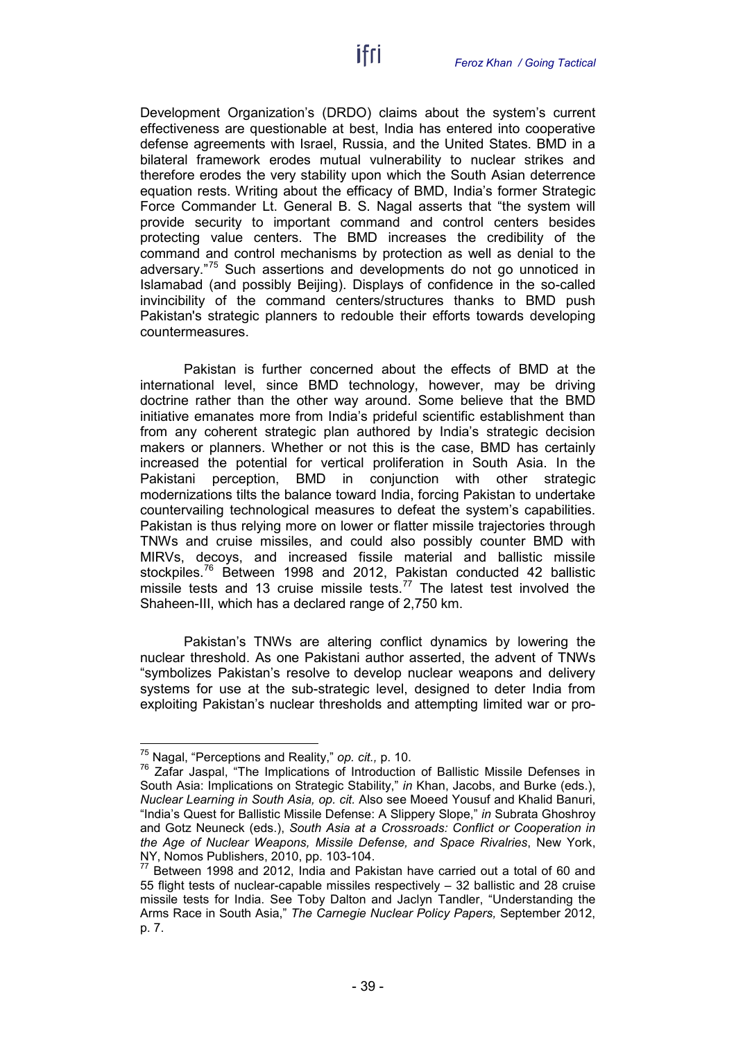Development Organization's (DRDO) claims about the system's current effectiveness are questionable at best, India has entered into cooperative defense agreements with Israel, Russia, and the United States. BMD in a bilateral framework erodes mutual vulnerability to nuclear strikes and therefore erodes the very stability upon which the South Asian deterrence equation rests. Writing about the efficacy of BMD, India's former Strategic Force Commander Lt. General B. S. Nagal asserts that "the system will provide security to important command and control centers besides protecting value centers. The BMD increases the credibility of the command and control mechanisms by protection as well as denial to the adversary."[75] Such assertions and developments do not go unnoticed in Islamabad (and possibly Beijing). Displays of confidence in the so-called invincibility of the command centers/structures thanks to BMD push Pakistan's strategic planners to redouble their efforts towards developing countermeasures.

Pakistan is further concerned about the effects of BMD at the international level, since BMD technology, however, may be driving doctrine rather than the other way around. Some believe that the BMD initiative emanates more from India's prideful scientific establishment than from any coherent strategic plan authored by India's strategic decision makers or planners. Whether or not this is the case, BMD has certainly increased the potential for vertical proliferation in South Asia. In the Pakistani perception, BMD in conjunction with other strategic modernizations tilts the balance toward India, forcing Pakistan to undertake countervailing technological measures to defeat the system's capabilities. Pakistan is thus relying more on lower or flatter missile trajectories through TNWs and cruise missiles, and could also possibly counter BMD with MIRVs, decoys, and increased fissile material and ballistic missile stockpiles.[76] Between 1998 and 2012, Pakistan conducted 42 ballistic missile tests and 13 cruise missile tests.[77] The latest test involved the Shaheen-III, which has a declared range of 2,750 km.

Pakistan's TNWs are altering conflict dynamics by lowering the nuclear threshold. As one Pakistani author asserted, the advent of TNWs "symbolizes Pakistan's resolve to develop nuclear weapons and delivery systems for use at the sub-strategic level, designed to deter India from exploiting Pakistan's nuclear thresholds and attempting limited war or pro-

---

[75] Nagal, "Perceptions and Reality," *op. cit.,* p. 10.

[76] Zafar Jaspal, "The Implications of Introduction of Ballistic Missile Defenses in South Asia: Implications on Strategic Stability," *in* Khan, Jacobs, and Burke (eds.), *Nuclear Learning in South Asia, op. cit.* Also see Moeed Yousuf and Khalid Banuri, "India's Quest for Ballistic Missile Defense: A Slippery Slope," *in* Subrata Ghoshroy and Gotz Neuneck (eds.), *South Asia at a Crossroads: Conflict or Cooperation in the Age of Nuclear Weapons, Missile Defense, and Space Rivalries*, New York, NY, Nomos Publishers, 2010, pp. 103-104.

[77] Between 1998 and 2012, India and Pakistan have carried out a total of 60 and 55 flight tests of nuclear-capable missiles respectively – 32 ballistic and 28 cruise missile tests for India. See Toby Dalton and Jaclyn Tandler, "Understanding the Arms Race in South Asia," *The Carnegie Nuclear Policy Papers,* September 2012, p. 7.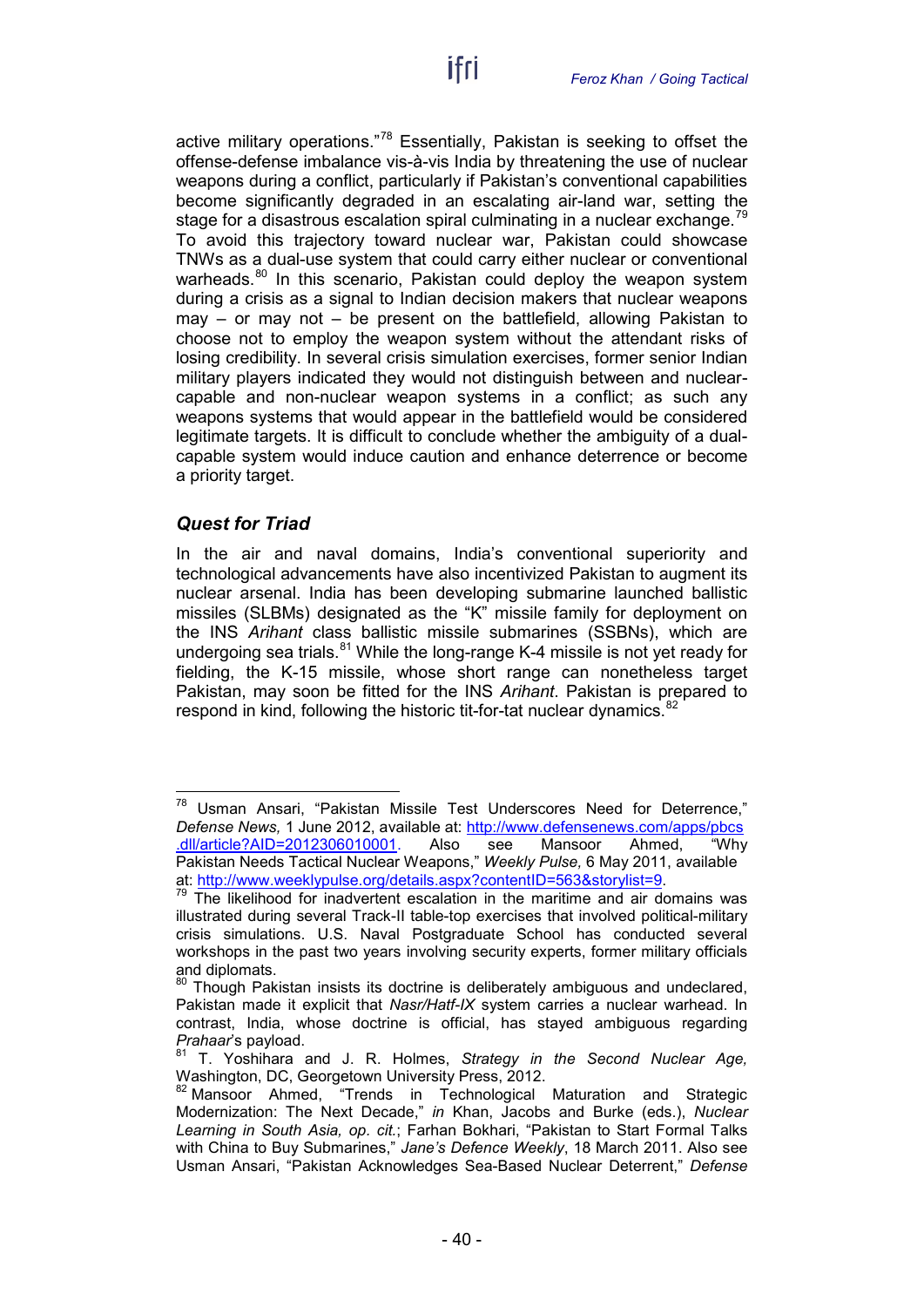active military operations."[78] Essentially, Pakistan is seeking to offset the offense-defense imbalance vis-à-vis India by threatening the use of nuclear weapons during a conflict, particularly if Pakistan's conventional capabilities become significantly degraded in an escalating air-land war, setting the stage for a disastrous escalation spiral culminating in a nuclear exchange.[79] To avoid this trajectory toward nuclear war, Pakistan could showcase TNWs as a dual-use system that could carry either nuclear or conventional warheads.[80] In this scenario, Pakistan could deploy the weapon system during a crisis as a signal to Indian decision makers that nuclear weapons may – or may not – be present on the battlefield, allowing Pakistan to choose not to employ the weapon system without the attendant risks of losing credibility. In several crisis simulation exercises, former senior Indian military players indicated they would not distinguish between and nuclear-capable and non-nuclear weapon systems in a conflict; as such any weapons systems that would appear in the battlefield would be considered legitimate targets. It is difficult to conclude whether the ambiguity of a dual-capable system would induce caution and enhance deterrence or become a priority target.

### *Quest for Triad*

In the air and naval domains, India's conventional superiority and technological advancements have also incentivized Pakistan to augment its nuclear arsenal. India has been developing submarine launched ballistic missiles (SLBMs) designated as the "K" missile family for deployment on the INS *Arihant* class ballistic missile submarines (SSBNs), which are undergoing sea trials.[81] While the long-range K-4 missile is not yet ready for fielding, the K-15 missile, whose short range can nonetheless target Pakistan, may soon be fitted for the INS *Arihant*. Pakistan is prepared to respond in kind, following the historic tit-for-tat nuclear dynamics.[82]

---

[78] Usman Ansari, "Pakistan Missile Test Underscores Need for Deterrence," *Defense News,* 1 June 2012, available at: http://www.defensenews.com/apps/pbcs.dll/article?AID=2012306010001. Also see Mansoor Ahmed, "Why Pakistan Needs Tactical Nuclear Weapons," *Weekly Pulse,* 6 May 2011, available at: http://www.weeklypulse.org/details.aspx?contentID=563&storylist=9.

[79] The likelihood for inadvertent escalation in the maritime and air domains was illustrated during several Track-II table-top exercises that involved political-military crisis simulations. U.S. Naval Postgraduate School has conducted several workshops in the past two years involving security experts, former military officials and diplomats.

[80] Though Pakistan insists its doctrine is deliberately ambiguous and undeclared, Pakistan made it explicit that *Nasr/Hatf-IX* system carries a nuclear warhead. In contrast, India, whose doctrine is official, has stayed ambiguous regarding *Prahaar*'s payload.

[81] T. Yoshihara and J. R. Holmes, *Strategy in the Second Nuclear Age,* Washington, DC, Georgetown University Press, 2012.

[82] Mansoor Ahmed, "Trends in Technological Maturation and Strategic Modernization: The Next Decade," *in* Khan, Jacobs and Burke (eds.), *Nuclear Learning in South Asia, op. cit.*; Farhan Bokhari, "Pakistan to Start Formal Talks with China to Buy Submarines," *Jane's Defence Weekly*, 18 March 2011. Also see Usman Ansari, "Pakistan Acknowledges Sea-Based Nuclear Deterrent," *Defense*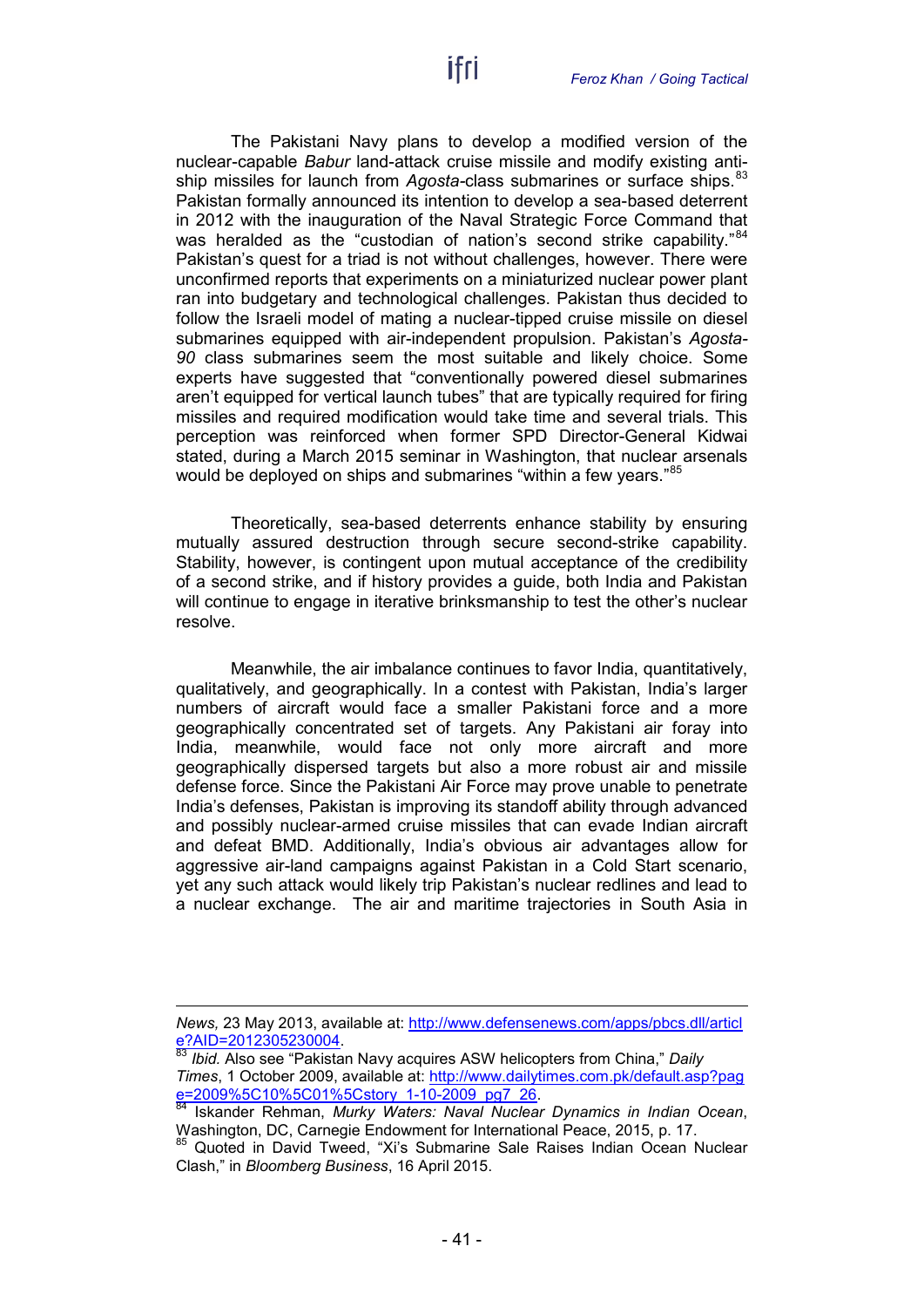The Pakistani Navy plans to develop a modified version of the nuclear-capable *Babur* land-attack cruise missile and modify existing anti-ship missiles for launch from *Agosta*-class submarines or surface ships.[83] Pakistan formally announced its intention to develop a sea-based deterrent in 2012 with the inauguration of the Naval Strategic Force Command that was heralded as the "custodian of nation's second strike capability."[84] Pakistan's quest for a triad is not without challenges, however. There were unconfirmed reports that experiments on a miniaturized nuclear power plant ran into budgetary and technological challenges. Pakistan thus decided to follow the Israeli model of mating a nuclear-tipped cruise missile on diesel submarines equipped with air-independent propulsion. Pakistan's *Agosta-90* class submarines seem the most suitable and likely choice. Some experts have suggested that "conventionally powered diesel submarines aren't equipped for vertical launch tubes" that are typically required for firing missiles and required modification would take time and several trials. This perception was reinforced when former SPD Director-General Kidwai stated, during a March 2015 seminar in Washington, that nuclear arsenals would be deployed on ships and submarines "within a few years."[85]

Theoretically, sea-based deterrents enhance stability by ensuring mutually assured destruction through secure second-strike capability. Stability, however, is contingent upon mutual acceptance of the credibility of a second strike, and if history provides a guide, both India and Pakistan will continue to engage in iterative brinksmanship to test the other's nuclear resolve.

Meanwhile, the air imbalance continues to favor India, quantitatively, qualitatively, and geographically. In a contest with Pakistan, India's larger numbers of aircraft would face a smaller Pakistani force and a more geographically concentrated set of targets. Any Pakistani air foray into India, meanwhile, would face not only more aircraft and more geographically dispersed targets but also a more robust air and missile defense force. Since the Pakistani Air Force may prove unable to penetrate India's defenses, Pakistan is improving its standoff ability through advanced and possibly nuclear-armed cruise missiles that can evade Indian aircraft and defeat BMD. Additionally, India's obvious air advantages allow for aggressive air-land campaigns against Pakistan in a Cold Start scenario, yet any such attack would likely trip Pakistan's nuclear redlines and lead to a nuclear exchange. The air and maritime trajectories in South Asia in

---

*News,* 23 May 2013, available at: http://www.defensenews.com/apps/pbcs.dll/article?AID=2012305230004.

[83] *Ibid.* Also see "Pakistan Navy acquires ASW helicopters from China," *Daily Times*, 1 October 2009, available at: http://www.dailytimes.com.pk/default.asp?page=2009%5C10%5C01%5Cstory_1-10-2009_pg7_26.

[84] Iskander Rehman, *Murky Waters: Naval Nuclear Dynamics in Indian Ocean*, Washington, DC, Carnegie Endowment for International Peace, 2015, p. 17.

[85] Quoted in David Tweed, "Xi's Submarine Sale Raises Indian Ocean Nuclear Clash," in *Bloomberg Business*, 16 April 2015.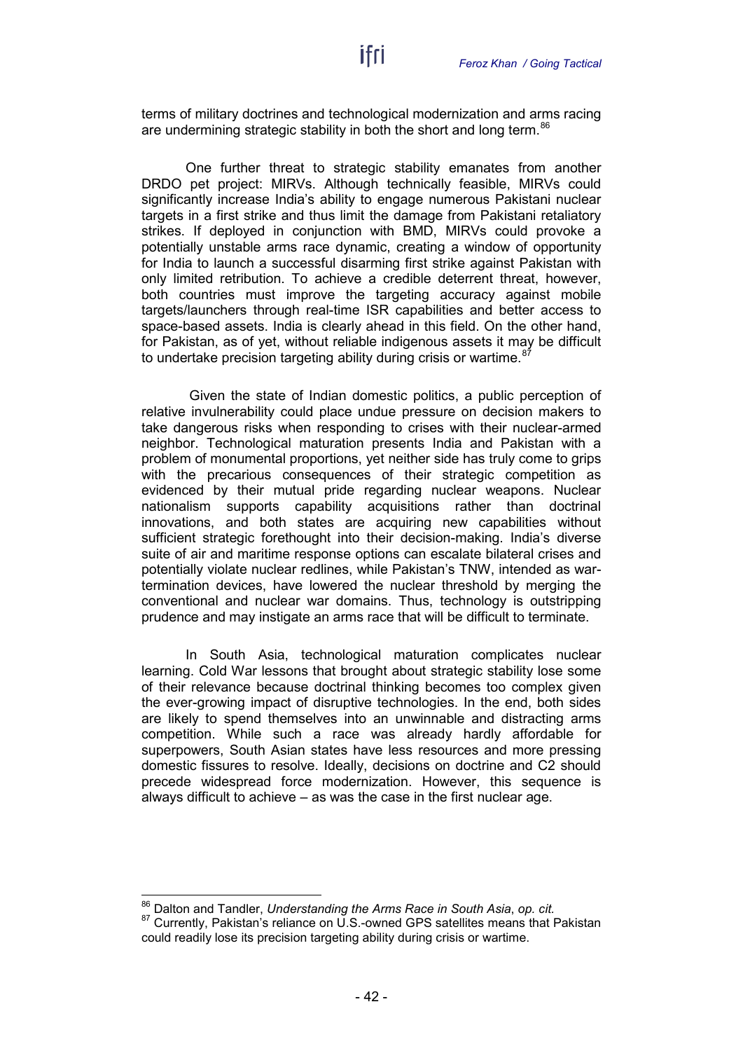terms of military doctrines and technological modernization and arms racing are undermining strategic stability in both the short and long term.[86]

One further threat to strategic stability emanates from another DRDO pet project: MIRVs. Although technically feasible, MIRVs could significantly increase India's ability to engage numerous Pakistani nuclear targets in a first strike and thus limit the damage from Pakistani retaliatory strikes. If deployed in conjunction with BMD, MIRVs could provoke a potentially unstable arms race dynamic, creating a window of opportunity for India to launch a successful disarming first strike against Pakistan with only limited retribution. To achieve a credible deterrent threat, however, both countries must improve the targeting accuracy against mobile targets/launchers through real-time ISR capabilities and better access to space-based assets. India is clearly ahead in this field. On the other hand, for Pakistan, as of yet, without reliable indigenous assets it may be difficult to undertake precision targeting ability during crisis or wartime.[87]

Given the state of Indian domestic politics, a public perception of relative invulnerability could place undue pressure on decision makers to take dangerous risks when responding to crises with their nuclear-armed neighbor. Technological maturation presents India and Pakistan with a problem of monumental proportions, yet neither side has truly come to grips with the precarious consequences of their strategic competition as evidenced by their mutual pride regarding nuclear weapons. Nuclear nationalism supports capability acquisitions rather than doctrinal innovations, and both states are acquiring new capabilities without sufficient strategic forethought into their decision-making. India's diverse suite of air and maritime response options can escalate bilateral crises and potentially violate nuclear redlines, while Pakistan's TNW, intended as war-termination devices, have lowered the nuclear threshold by merging the conventional and nuclear war domains. Thus, technology is outstripping prudence and may instigate an arms race that will be difficult to terminate.

In South Asia, technological maturation complicates nuclear learning. Cold War lessons that brought about strategic stability lose some of their relevance because doctrinal thinking becomes too complex given the ever-growing impact of disruptive technologies. In the end, both sides are likely to spend themselves into an unwinnable and distracting arms competition. While such a race was already hardly affordable for superpowers, South Asian states have less resources and more pressing domestic fissures to resolve. Ideally, decisions on doctrine and C2 should precede widespread force modernization. However, this sequence is always difficult to achieve – as was the case in the first nuclear age.

---

[86] Dalton and Tandler, *Understanding the Arms Race in South Asia*, *op. cit.*

[87] Currently, Pakistan's reliance on U.S.-owned GPS satellites means that Pakistan could readily lose its precision targeting ability during crisis or wartime.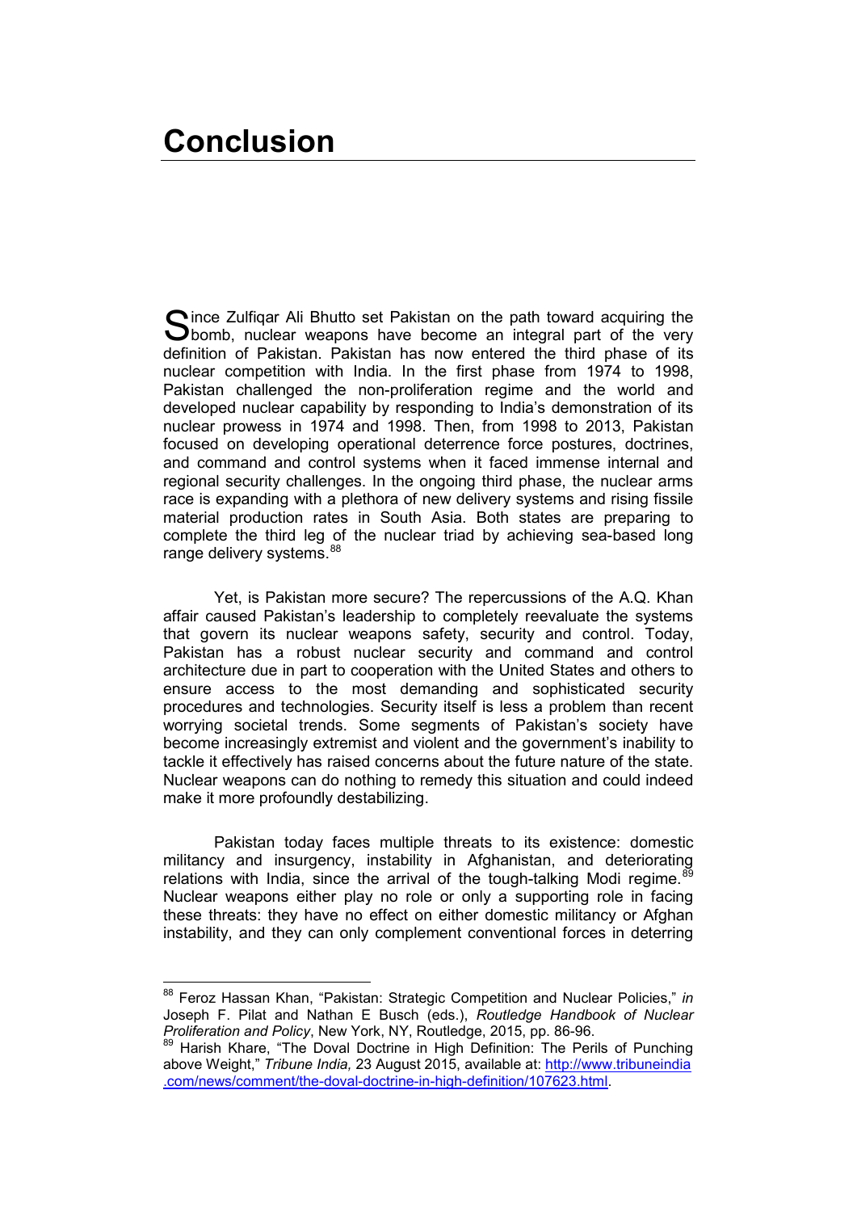# Conclusion

Since Zulfiqar Ali Bhutto set Pakistan on the path toward acquiring the bomb, nuclear weapons have become an integral part of the very definition of Pakistan. Pakistan has now entered the third phase of its nuclear competition with India. In the first phase from 1974 to 1998, Pakistan challenged the non-proliferation regime and the world and developed nuclear capability by responding to India's demonstration of its nuclear prowess in 1974 and 1998. Then, from 1998 to 2013, Pakistan focused on developing operational deterrence force postures, doctrines, and command and control systems when it faced immense internal and regional security challenges. In the ongoing third phase, the nuclear arms race is expanding with a plethora of new delivery systems and rising fissile material production rates in South Asia. Both states are preparing to complete the third leg of the nuclear triad by achieving sea-based long range delivery systems.[88]

Yet, is Pakistan more secure? The repercussions of the A.Q. Khan affair caused Pakistan's leadership to completely reevaluate the systems that govern its nuclear weapons safety, security and control. Today, Pakistan has a robust nuclear security and command and control architecture due in part to cooperation with the United States and others to ensure access to the most demanding and sophisticated security procedures and technologies. Security itself is less a problem than recent worrying societal trends. Some segments of Pakistan's society have become increasingly extremist and violent and the government's inability to tackle it effectively has raised concerns about the future nature of the state. Nuclear weapons can do nothing to remedy this situation and could indeed make it more profoundly destabilizing.

Pakistan today faces multiple threats to its existence: domestic militancy and insurgency, instability in Afghanistan, and deteriorating relations with India, since the arrival of the tough-talking Modi regime.[89] Nuclear weapons either play no role or only a supporting role in facing these threats: they have no effect on either domestic militancy or Afghan instability, and they can only complement conventional forces in deterring

---

[88] Feroz Hassan Khan, "Pakistan: Strategic Competition and Nuclear Policies," *in* Joseph F. Pilat and Nathan E Busch (eds.), *Routledge Handbook of Nuclear Proliferation and Policy*, New York, NY, Routledge, 2015, pp. 86-96.

[89] Harish Khare, "The Doval Doctrine in High Definition: The Perils of Punching above Weight," *Tribune India,* 23 August 2015, available at: http://www.tribuneindia.com/news/comment/the-doval-doctrine-in-high-definition/107623.html.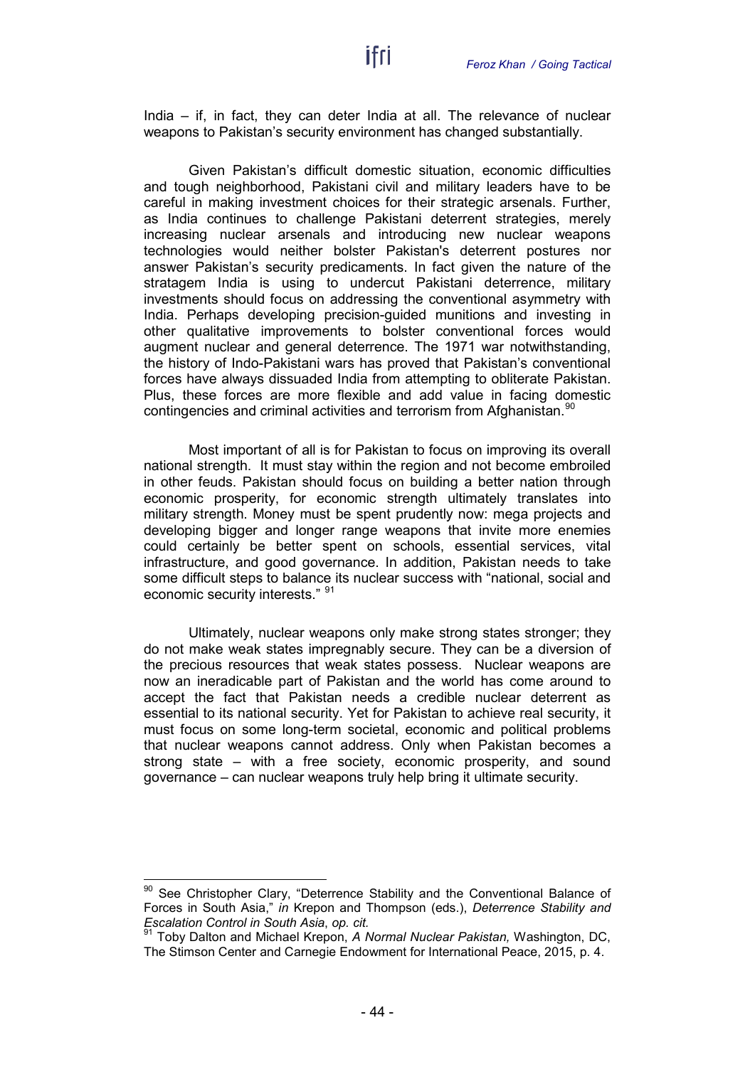India – if, in fact, they can deter India at all. The relevance of nuclear weapons to Pakistan's security environment has changed substantially.

Given Pakistan's difficult domestic situation, economic difficulties and tough neighborhood, Pakistani civil and military leaders have to be careful in making investment choices for their strategic arsenals. Further, as India continues to challenge Pakistani deterrent strategies, merely increasing nuclear arsenals and introducing new nuclear weapons technologies would neither bolster Pakistan's deterrent postures nor answer Pakistan's security predicaments. In fact given the nature of the stratagem India is using to undercut Pakistani deterrence, military investments should focus on addressing the conventional asymmetry with India. Perhaps developing precision-guided munitions and investing in other qualitative improvements to bolster conventional forces would augment nuclear and general deterrence. The 1971 war notwithstanding, the history of Indo-Pakistani wars has proved that Pakistan's conventional forces have always dissuaded India from attempting to obliterate Pakistan. Plus, these forces are more flexible and add value in facing domestic contingencies and criminal activities and terrorism from Afghanistan.[90]

Most important of all is for Pakistan to focus on improving its overall national strength. It must stay within the region and not become embroiled in other feuds. Pakistan should focus on building a better nation through economic prosperity, for economic strength ultimately translates into military strength. Money must be spent prudently now: mega projects and developing bigger and longer range weapons that invite more enemies could certainly be better spent on schools, essential services, vital infrastructure, and good governance. In addition, Pakistan needs to take some difficult steps to balance its nuclear success with "national, social and economic security interests." [91]

Ultimately, nuclear weapons only make strong states stronger; they do not make weak states impregnably secure. They can be a diversion of the precious resources that weak states possess. Nuclear weapons are now an ineradicable part of Pakistan and the world has come around to accept the fact that Pakistan needs a credible nuclear deterrent as essential to its national security. Yet for Pakistan to achieve real security, it must focus on some long-term societal, economic and political problems that nuclear weapons cannot address. Only when Pakistan becomes a strong state – with a free society, economic prosperity, and sound governance – can nuclear weapons truly help bring it ultimate security.

---

[90] See Christopher Clary, "Deterrence Stability and the Conventional Balance of Forces in South Asia," *in* Krepon and Thompson (eds.), *Deterrence Stability and Escalation Control in South Asia*, *op. cit.*

[91] Toby Dalton and Michael Krepon, *A Normal Nuclear Pakistan,* Washington, DC, The Stimson Center and Carnegie Endowment for International Peace, 2015, p. 4.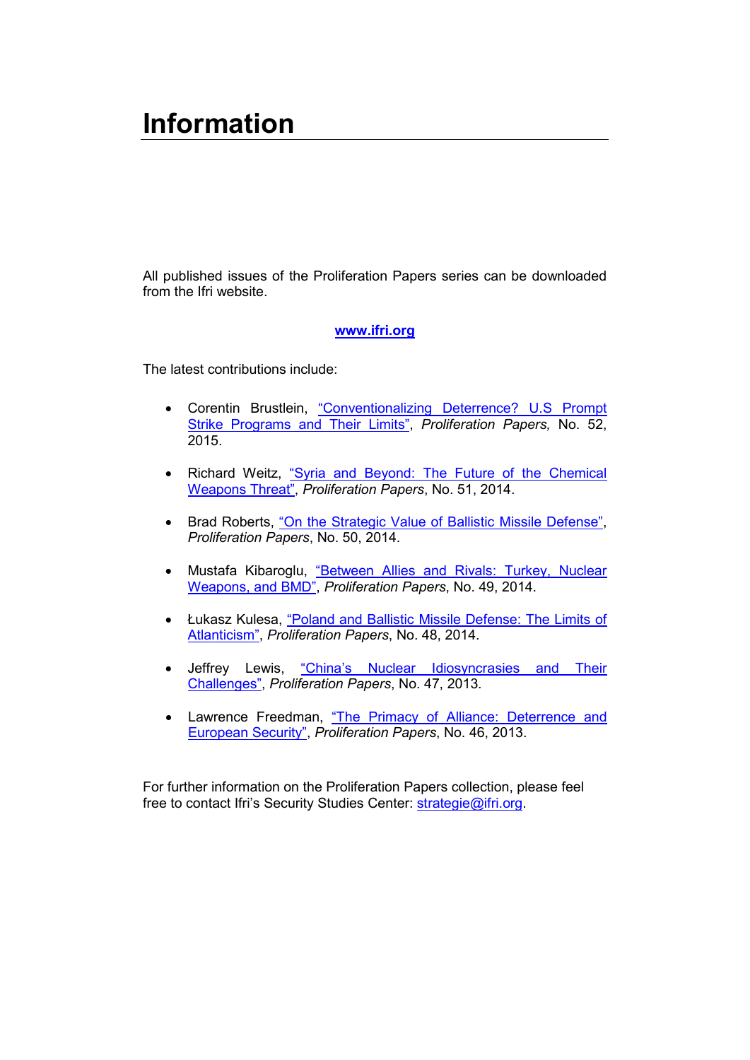# Information

All published issues of the Proliferation Papers series can be downloaded from the Ifri website.

**www.ifri.org**

The latest contributions include:

- Corentin Brustlein, "Conventionalizing Deterrence? U.S Prompt Strike Programs and Their Limits", *Proliferation Papers,* No. 52, 2015.
- Richard Weitz, "Syria and Beyond: The Future of the Chemical Weapons Threat", *Proliferation Papers*, No. 51, 2014.
- Brad Roberts, "On the Strategic Value of Ballistic Missile Defense", *Proliferation Papers*, No. 50, 2014.
- Mustafa Kibaroglu, "Between Allies and Rivals: Turkey, Nuclear Weapons, and BMD", *Proliferation Papers*, No. 49, 2014.
- Łukasz Kulesa, "Poland and Ballistic Missile Defense: The Limits of Atlanticism", *Proliferation Papers*, No. 48, 2014.
- Jeffrey Lewis, "China's Nuclear Idiosyncrasies and Their Challenges", *Proliferation Papers*, No. 47, 2013.
- Lawrence Freedman, "The Primacy of Alliance: Deterrence and European Security", *Proliferation Papers*, No. 46, 2013.

For further information on the Proliferation Papers collection, please feel free to contact Ifri's Security Studies Center: strategie@ifri.org.